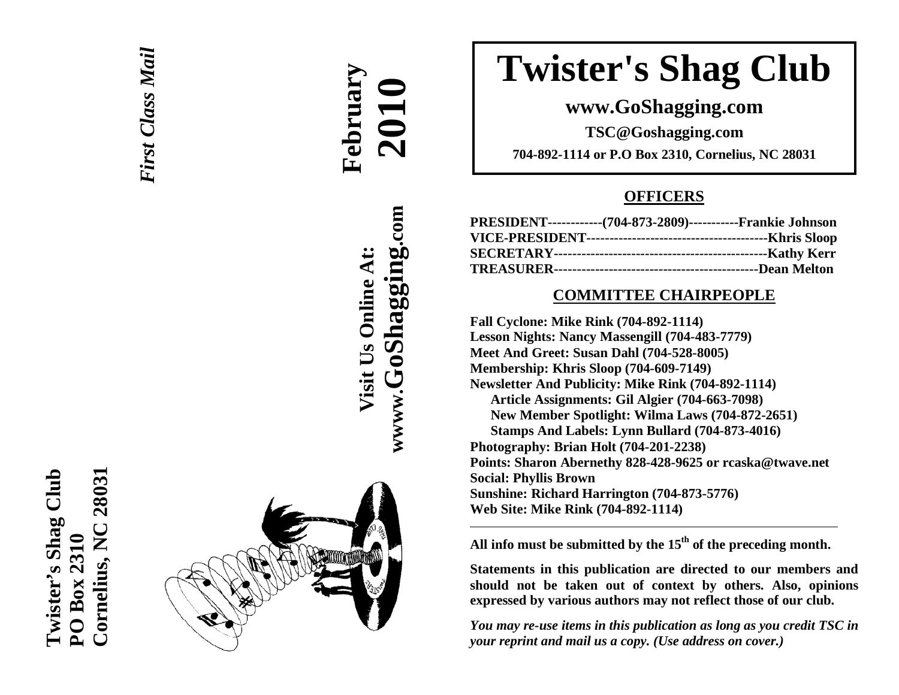Twister's Shag Club
PO Box 2310
Cornelius, NC 28031

*First Class Mail*

**February 2010**

**Visit Us Online At:**
**www.GoShagging.com**

# Twister's Shag Club

## www.GoShagging.com

**TSC@Goshagging.com**

**704-892-1114 or P.O Box 2310, Cornelius, NC 28031**

## OFFICERS

**PRESIDENT------------(704-873-2809)-----------Frankie Johnson**
**VICE-PRESIDENT---------------------------------------Khris Sloop**
**SECRETARY----------------------------------------------Kathy Kerr**
**TREASURER--------------------------------------------Dean Melton**

## COMMITTEE CHAIRPEOPLE

**Fall Cyclone: Mike Rink (704-892-1114)**
**Lesson Nights: Nancy Massengill (704-483-7779)**
**Meet And Greet: Susan Dahl (704-528-8005)**
**Membership: Khris Sloop (704-609-7149)**
**Newsletter And Publicity: Mike Rink (704-892-1114)**
- **Article Assignments: Gil Algier (704-663-7098)**
- **New Member Spotlight: Wilma Laws (704-872-2651)**
- **Stamps And Labels: Lynn Bullard (704-873-4016)**

**Photography: Brian Holt (704-201-2238)**
**Points: Sharon Abernethy 828-428-9625 or rcaska@twave.net**
**Social: Phyllis Brown**
**Sunshine: Richard Harrington (704-873-5776)**
**Web Site: Mike Rink (704-892-1114)**

---

**All info must be submitted by the 15th of the preceding month.**

**Statements in this publication are directed to our members and should not be taken out of context by others. Also, opinions expressed by various authors may not reflect those of our club.**

***You may re-use items in this publication as long as you credit TSC in your reprint and mail us a copy. (Use address on cover.)***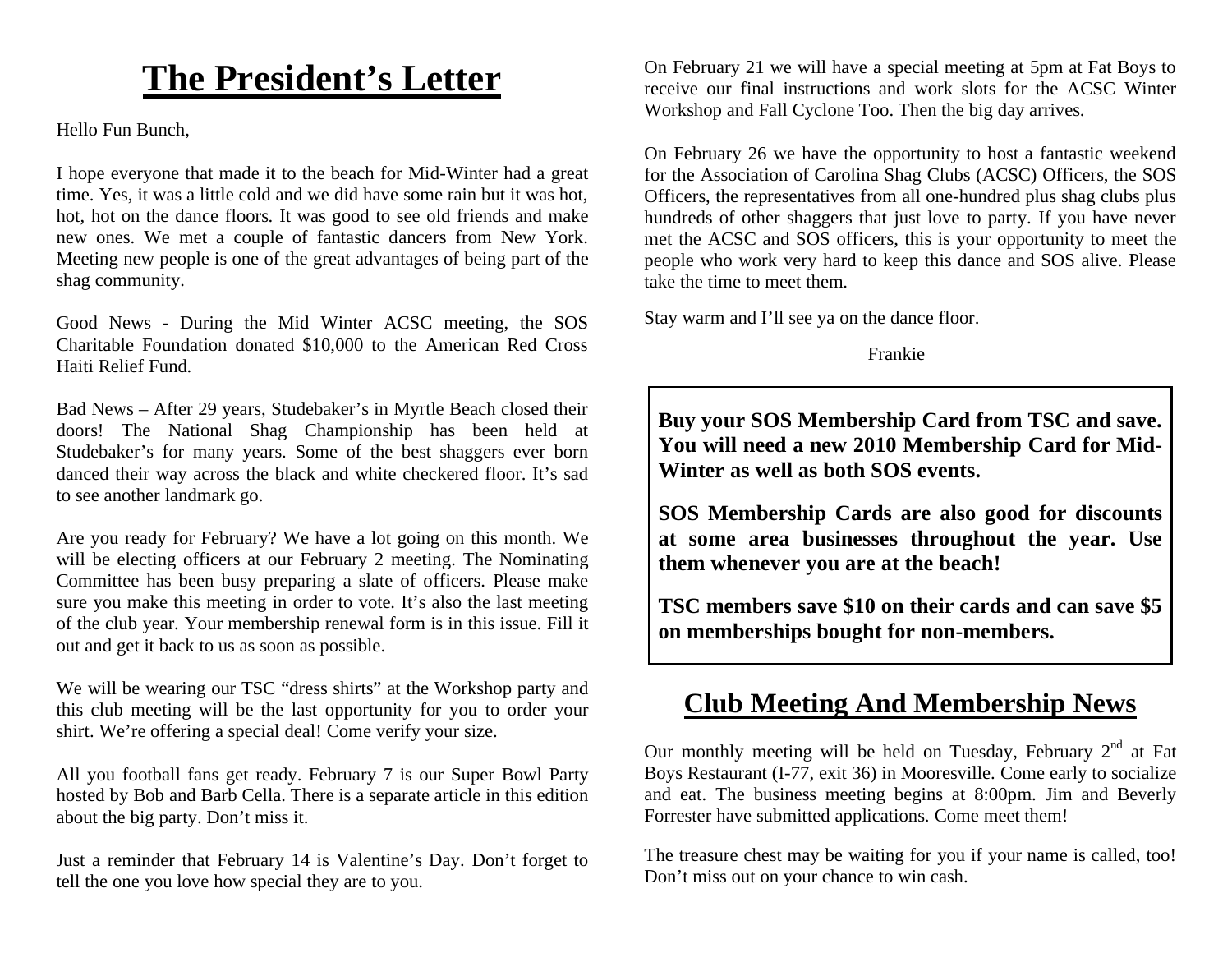# The President's Letter

Hello Fun Bunch,

I hope everyone that made it to the beach for Mid-Winter had a great time. Yes, it was a little cold and we did have some rain but it was hot, hot, hot on the dance floors. It was good to see old friends and make new ones. We met a couple of fantastic dancers from New York. Meeting new people is one of the great advantages of being part of the shag community.

Good News - During the Mid Winter ACSC meeting, the SOS Charitable Foundation donated $10,000 to the American Red Cross Haiti Relief Fund.

Bad News – After 29 years, Studebaker's in Myrtle Beach closed their doors! The National Shag Championship has been held at Studebaker's for many years. Some of the best shaggers ever born danced their way across the black and white checkered floor. It's sad to see another landmark go.

Are you ready for February? We have a lot going on this month. We will be electing officers at our February 2 meeting. The Nominating Committee has been busy preparing a slate of officers. Please make sure you make this meeting in order to vote. It's also the last meeting of the club year. Your membership renewal form is in this issue. Fill it out and get it back to us as soon as possible.

We will be wearing our TSC "dress shirts" at the Workshop party and this club meeting will be the last opportunity for you to order your shirt. We're offering a special deal! Come verify your size.

All you football fans get ready. February 7 is our Super Bowl Party hosted by Bob and Barb Cella. There is a separate article in this edition about the big party. Don't miss it.

Just a reminder that February 14 is Valentine's Day. Don't forget to tell the one you love how special they are to you.

On February 21 we will have a special meeting at 5pm at Fat Boys to receive our final instructions and work slots for the ACSC Winter Workshop and Fall Cyclone Too. Then the big day arrives.

On February 26 we have the opportunity to host a fantastic weekend for the Association of Carolina Shag Clubs (ACSC) Officers, the SOS Officers, the representatives from all one-hundred plus shag clubs plus hundreds of other shaggers that just love to party. If you have never met the ACSC and SOS officers, this is your opportunity to meet the people who work very hard to keep this dance and SOS alive. Please take the time to meet them.

Stay warm and I'll see ya on the dance floor.

Frankie

**Buy your SOS Membership Card from TSC and save. You will need a new 2010 Membership Card for Mid-Winter as well as both SOS events.**

**SOS Membership Cards are also good for discounts at some area businesses throughout the year. Use them whenever you are at the beach!**

**TSC members save $10 on their cards and can save $5 on memberships bought for non-members.**

# Club Meeting And Membership News

Our monthly meeting will be held on Tuesday, February 2nd at Fat Boys Restaurant (I-77, exit 36) in Mooresville. Come early to socialize and eat. The business meeting begins at 8:00pm. Jim and Beverly Forrester have submitted applications. Come meet them!

The treasure chest may be waiting for you if your name is called, too! Don't miss out on your chance to win cash.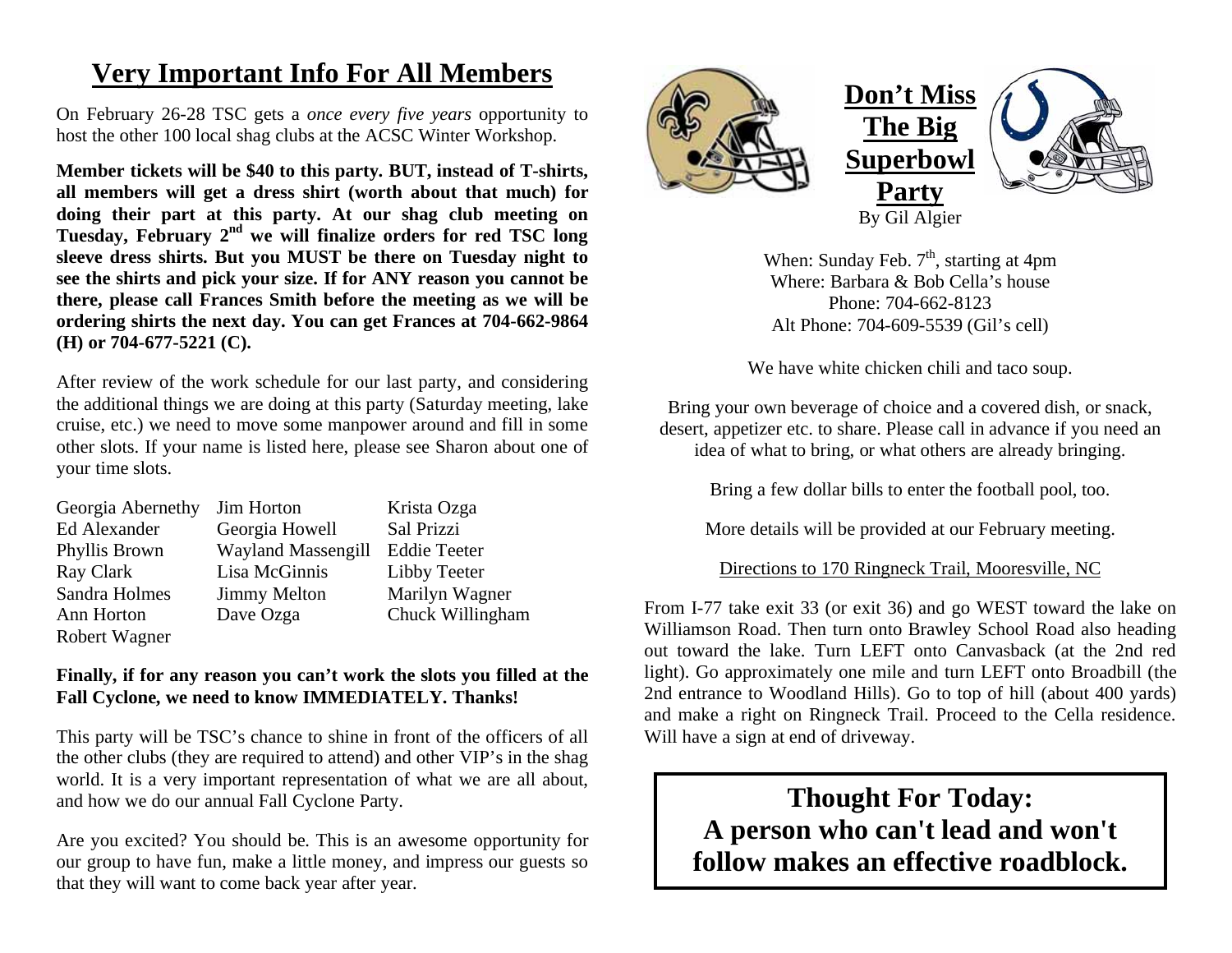# Very Important Info For All Members

On February 26-28 TSC gets a *once every five years* opportunity to host the other 100 local shag clubs at the ACSC Winter Workshop.

**Member tickets will be $40 to this party. BUT, instead of T-shirts, all members will get a dress shirt (worth about that much) for doing their part at this party. At our shag club meeting on Tuesday, February 2nd we will finalize orders for red TSC long sleeve dress shirts. But you MUST be there on Tuesday night to see the shirts and pick your size. If for ANY reason you cannot be there, please call Frances Smith before the meeting as we will be ordering shirts the next day. You can get Frances at 704-662-9864 (H) or 704-677-5221 (C).**

After review of the work schedule for our last party, and considering the additional things we are doing at this party (Saturday meeting, lake cruise, etc.) we need to move some manpower around and fill in some other slots. If your name is listed here, please see Sharon about one of your time slots.

| | | |
|---|---|---|
| Georgia Abernethy | Jim Horton | Krista Ozga |
| Ed Alexander | Georgia Howell | Sal Prizzi |
| Phyllis Brown | Wayland Massengill | Eddie Teeter |
| Ray Clark | Lisa McGinnis | Libby Teeter |
| Sandra Holmes | Jimmy Melton | Marilyn Wagner |
| Ann Horton | Dave Ozga | Chuck Willingham |
| Robert Wagner | | |

**Finally, if for any reason you can't work the slots you filled at the Fall Cyclone, we need to know IMMEDIATELY. Thanks!**

This party will be TSC's chance to shine in front of the officers of all the other clubs (they are required to attend) and other VIP's in the shag world. It is a very important representation of what we are all about, and how we do our annual Fall Cyclone Party.

Are you excited? You should be. This is an awesome opportunity for our group to have fun, make a little money, and impress our guests so that they will want to come back year after year.

# Don't Miss The Big Superbowl Party

By Gil Algier

When: Sunday Feb. 7th, starting at 4pm
Where: Barbara & Bob Cella's house
Phone: 704-662-8123
Alt Phone: 704-609-5539 (Gil's cell)

We have white chicken chili and taco soup.

Bring your own beverage of choice and a covered dish, or snack, desert, appetizer etc. to share. Please call in advance if you need an idea of what to bring, or what others are already bringing.

Bring a few dollar bills to enter the football pool, too.

More details will be provided at our February meeting.

Directions to 170 Ringneck Trail, Mooresville, NC

From I-77 take exit 33 (or exit 36) and go WEST toward the lake on Williamson Road. Then turn onto Brawley School Road also heading out toward the lake. Turn LEFT onto Canvasback (at the 2nd red light). Go approximately one mile and turn LEFT onto Broadbill (the 2nd entrance to Woodland Hills). Go to top of hill (about 400 yards) and make a right on Ringneck Trail. Proceed to the Cella residence. Will have a sign at end of driveway.

**Thought For Today:**
**A person who can't lead and won't follow makes an effective roadblock.**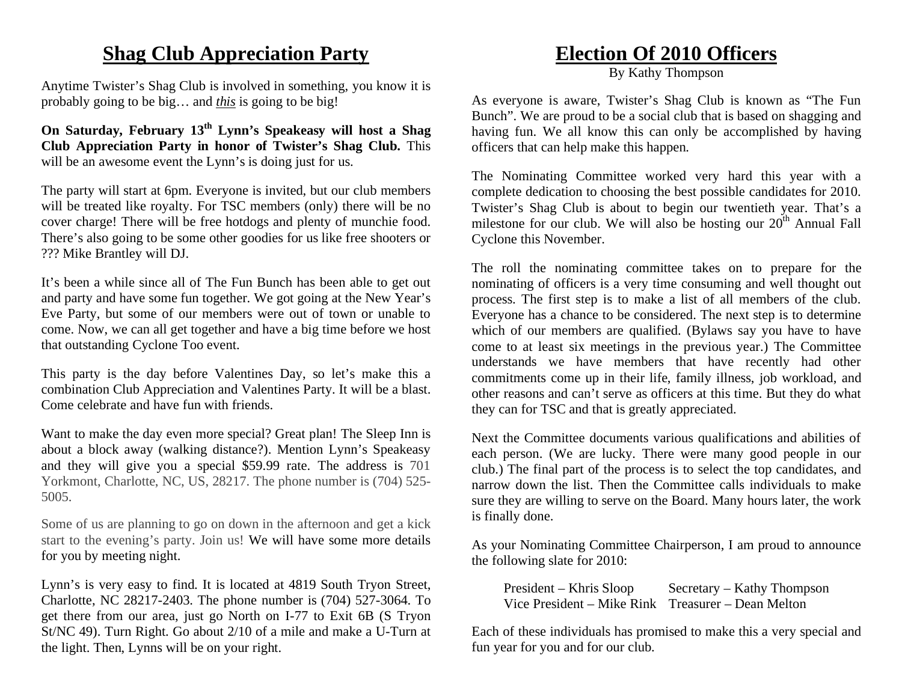# Shag Club Appreciation Party

Anytime Twister's Shag Club is involved in something, you know it is probably going to be big… and *this* is going to be big!

**On Saturday, February 13th Lynn's Speakeasy will host a Shag Club Appreciation Party in honor of Twister's Shag Club.** This will be an awesome event the Lynn's is doing just for us.

The party will start at 6pm. Everyone is invited, but our club members will be treated like royalty. For TSC members (only) there will be no cover charge! There will be free hotdogs and plenty of munchie food. There's also going to be some other goodies for us like free shooters or ??? Mike Brantley will DJ.

It's been a while since all of The Fun Bunch has been able to get out and party and have some fun together. We got going at the New Year's Eve Party, but some of our members were out of town or unable to come. Now, we can all get together and have a big time before we host that outstanding Cyclone Too event.

This party is the day before Valentines Day, so let's make this a combination Club Appreciation and Valentines Party. It will be a blast. Come celebrate and have fun with friends.

Want to make the day even more special? Great plan! The Sleep Inn is about a block away (walking distance?). Mention Lynn's Speakeasy and they will give you a special $59.99 rate. The address is 701 Yorkmont, Charlotte, NC, US, 28217. The phone number is (704) 525-5005.

Some of us are planning to go on down in the afternoon and get a kick start to the evening's party. Join us! We will have some more details for you by meeting night.

Lynn's is very easy to find. It is located at 4819 South Tryon Street, Charlotte, NC 28217-2403. The phone number is (704) 527-3064. To get there from our area, just go North on I-77 to Exit 6B (S Tryon St/NC 49). Turn Right. Go about 2/10 of a mile and make a U-Turn at the light. Then, Lynns will be on your right.

# Election Of 2010 Officers

By Kathy Thompson

As everyone is aware, Twister's Shag Club is known as "The Fun Bunch". We are proud to be a social club that is based on shagging and having fun. We all know this can only be accomplished by having officers that can help make this happen.

The Nominating Committee worked very hard this year with a complete dedication to choosing the best possible candidates for 2010. Twister's Shag Club is about to begin our twentieth year. That's a milestone for our club. We will also be hosting our 20th Annual Fall Cyclone this November.

The roll the nominating committee takes on to prepare for the nominating of officers is a very time consuming and well thought out process. The first step is to make a list of all members of the club. Everyone has a chance to be considered. The next step is to determine which of our members are qualified. (Bylaws say you have to have come to at least six meetings in the previous year.) The Committee understands we have members that have recently had other commitments come up in their life, family illness, job workload, and other reasons and can't serve as officers at this time. But they do what they can for TSC and that is greatly appreciated.

Next the Committee documents various qualifications and abilities of each person. (We are lucky. There were many good people in our club.) The final part of the process is to select the top candidates, and narrow down the list. Then the Committee calls individuals to make sure they are willing to serve on the Board. Many hours later, the work is finally done.

As your Nominating Committee Chairperson, I am proud to announce the following slate for 2010:

President – Khris Sloop
Secretary – Kathy Thompson
Vice President – Mike Rink
Treasurer – Dean Melton

Each of these individuals has promised to make this a very special and fun year for you and for our club.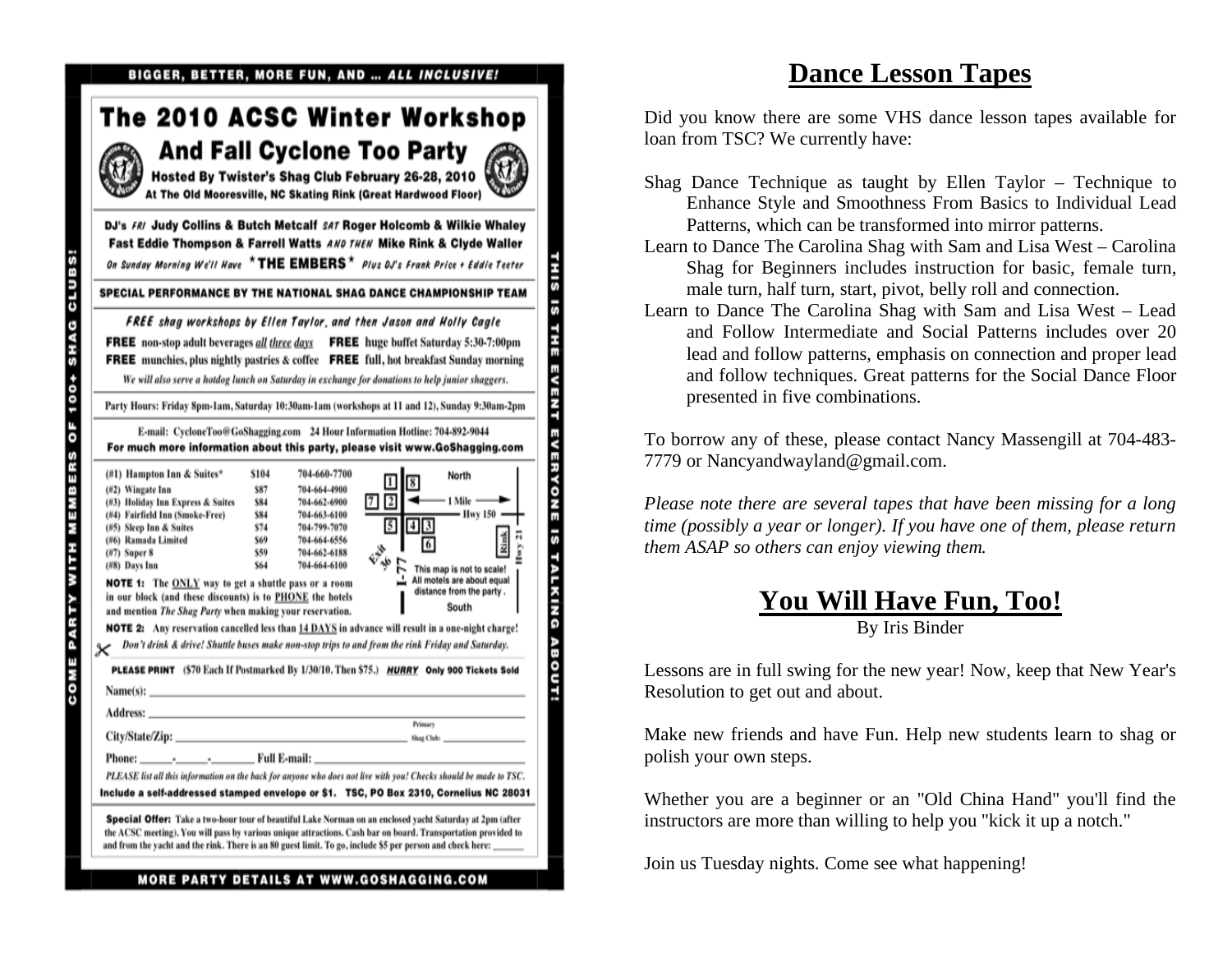BIGGER, BETTER, MORE FUN, AND ... *ALL INCLUSIVE!*

# The 2010 ACSC Winter Workshop

## And Fall Cyclone Too Party

**Hosted By Twister's Shag Club February 26-28, 2010**
**At The Old Mooresville, NC Skating Rink (Great Hardwood Floor)**

DJ's *FRI* **Judy Collins & Butch Metcalf** *SAT* **Roger Holcomb & Wilkie Whaley**
**Fast Eddie Thompson & Farrell Watts** *AND THEN* **Mike Rink & Clyde Waller**
*On Sunday Morning We'll Have* **★THE EMBERS★** *Plus DJ's Frank Price + Eddie Teeter*

**SPECIAL PERFORMANCE BY THE NATIONAL SHAG DANCE CHAMPIONSHIP TEAM**

*FREE shag workshops by Ellen Taylor, and then Jason and Holly Cagle*

**FREE** non-stop adult beverages *all three days* **FREE** huge buffet Saturday 5:30-7:00pm
**FREE** munchies, plus nightly pastries & coffee **FREE** full, hot breakfast Sunday morning

*We will also serve a hotdog lunch on Saturday in exchange for donations to help junior shaggers.*

Party Hours: Friday 8pm-1am, Saturday 10:30am-1am (workshops at 11 and 12), Sunday 9:30am-2pm

E-mail: CycloneToo@GoShagging.com 24 Hour Information Hotline: 704-892-9044
**For much more information about this party, please visit www.GoShagging.com**

| | | |
|---|---|---|
| (#1) Hampton Inn & Suites* | $104 | 704-660-7700 |
| (#2) Wingate Inn | $87 | 704-664-4900 |
| (#3) Holiday Inn Express & Suites | $84 | 704-662-6900 |
| (#4) Fairfield Inn (Smoke-Free) | $84 | 704-663-6100 |
| (#5) Sleep Inn & Suites | $74 | 704-799-7070 |
| (#6) Ramada Limited | $69 | 704-664-6556 |
| (#7) Super 8 | $59 | 704-662-6188 |
| (#8) Days Inn | $64 | 704-664-6100 |

North — 1 Mile — Hwy 150 — Rink — Hwy 21 — Exit 36 — I-77 — South
This map is not to scale! All motels are about equal distance from the party.

**NOTE 1:** The ONLY way to get a shuttle pass or a room in our block (and these discounts) is to PHONE the hotels and mention *The Shag Party* when making your reservation.

**NOTE 2:** Any reservation cancelled less than 14 DAYS in advance will result in a one-night charge!

*Don't drink & drive! Shuttle buses make non-stop trips to and from the rink Friday and Saturday.*

**PLEASE PRINT** ($70 Each If Postmarked By 1/30/10. Then $75.) ***HURRY*** **Only 900 Tickets Sold**

Name(s): \_\_\_\_\_\_\_\_\_\_\_\_\_\_\_\_\_\_\_\_

Address: \_\_\_\_\_\_\_\_\_\_\_\_\_\_\_\_\_\_\_\_

City/State/Zip: \_\_\_\_\_\_\_\_\_\_\_\_\_\_\_\_ Primary Shag Club: \_\_\_\_\_\_\_\_

Phone: \_\_\_\_\_-\_\_\_\_\_-\_\_\_\_\_ Full E-mail: \_\_\_\_\_\_\_\_\_\_\_\_\_\_\_\_

*PLEASE list all this information on the back for anyone who does not live with you! Checks should be made to TSC.*

**Include a self-addressed stamped envelope or $1. TSC, PO Box 2310, Cornelius NC 28031**

**Special Offer:** Take a two-hour tour of beautiful Lake Norman on an enclosed yacht Saturday at 2pm (after the ACSC meeting). You will pass by various unique attractions. Cash bar on board. Transportation provided to and from the yacht and the rink. There is an 80 guest limit. To go, include $5 per person and check here: \_\_\_\_\_\_

COME PARTY WITH MEMBERS OF 100+ SHAG CLUBS!

THIS IS THE EVENT EVERYONE IS TALKING ABOUT!

MORE PARTY DETAILS AT WWW.GOSHAGGING.COM

# Dance Lesson Tapes

Did you know there are some VHS dance lesson tapes available for loan from TSC? We currently have:

Shag Dance Technique as taught by Ellen Taylor – Technique to Enhance Style and Smoothness From Basics to Individual Lead Patterns, which can be transformed into mirror patterns.

Learn to Dance The Carolina Shag with Sam and Lisa West – Carolina Shag for Beginners includes instruction for basic, female turn, male turn, half turn, start, pivot, belly roll and connection.

Learn to Dance The Carolina Shag with Sam and Lisa West – Lead and Follow Intermediate and Social Patterns includes over 20 lead and follow patterns, emphasis on connection and proper lead and follow techniques. Great patterns for the Social Dance Floor presented in five combinations.

To borrow any of these, please contact Nancy Massengill at 704-483-7779 or Nancyandwayland@gmail.com.

*Please note there are several tapes that have been missing for a long time (possibly a year or longer). If you have one of them, please return them ASAP so others can enjoy viewing them.*

# You Will Have Fun, Too!

By Iris Binder

Lessons are in full swing for the new year! Now, keep that New Year's Resolution to get out and about.

Make new friends and have Fun. Help new students learn to shag or polish your own steps.

Whether you are a beginner or an "Old China Hand" you'll find the instructors are more than willing to help you "kick it up a notch."

Join us Tuesday nights. Come see what happening!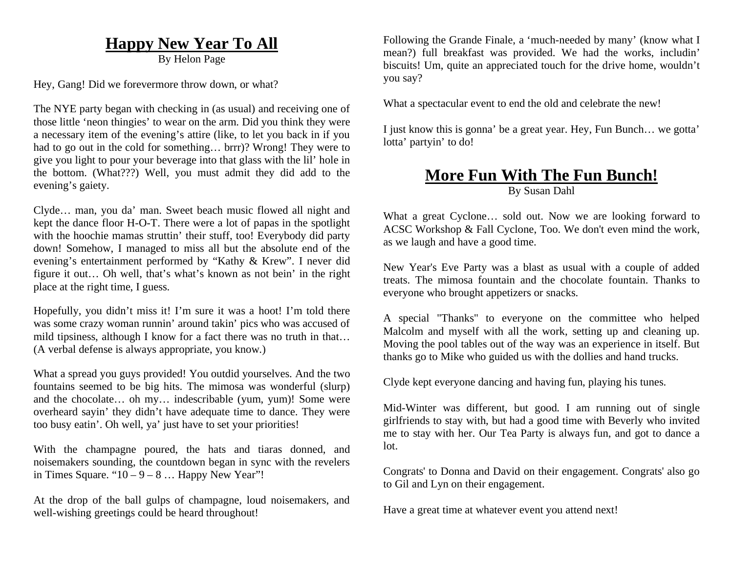# Happy New Year To All

By Helon Page

Hey, Gang! Did we forevermore throw down, or what?

The NYE party began with checking in (as usual) and receiving one of those little 'neon thingies' to wear on the arm. Did you think they were a necessary item of the evening's attire (like, to let you back in if you had to go out in the cold for something… brrr)? Wrong! They were to give you light to pour your beverage into that glass with the lil' hole in the bottom. (What???) Well, you must admit they did add to the evening's gaiety.

Clyde… man, you da' man. Sweet beach music flowed all night and kept the dance floor H-O-T. There were a lot of papas in the spotlight with the hoochie mamas struttin' their stuff, too! Everybody did party down! Somehow, I managed to miss all but the absolute end of the evening's entertainment performed by "Kathy & Krew". I never did figure it out… Oh well, that's what's known as not bein' in the right place at the right time, I guess.

Hopefully, you didn't miss it! I'm sure it was a hoot! I'm told there was some crazy woman runnin' around takin' pics who was accused of mild tipsiness, although I know for a fact there was no truth in that… (A verbal defense is always appropriate, you know.)

What a spread you guys provided! You outdid yourselves. And the two fountains seemed to be big hits. The mimosa was wonderful (slurp) and the chocolate… oh my… indescribable (yum, yum)! Some were overheard sayin' they didn't have adequate time to dance. They were too busy eatin'. Oh well, ya' just have to set your priorities!

With the champagne poured, the hats and tiaras donned, and noisemakers sounding, the countdown began in sync with the revelers in Times Square. "10 – 9 – 8 … Happy New Year"!

At the drop of the ball gulps of champagne, loud noisemakers, and well-wishing greetings could be heard throughout!

Following the Grande Finale, a 'much-needed by many' (know what I mean?) full breakfast was provided. We had the works, includin' biscuits! Um, quite an appreciated touch for the drive home, wouldn't you say?

What a spectacular event to end the old and celebrate the new!

I just know this is gonna' be a great year. Hey, Fun Bunch… we gotta' lotta' partyin' to do!

# More Fun With The Fun Bunch!

By Susan Dahl

What a great Cyclone… sold out. Now we are looking forward to ACSC Workshop & Fall Cyclone, Too. We don't even mind the work, as we laugh and have a good time.

New Year's Eve Party was a blast as usual with a couple of added treats. The mimosa fountain and the chocolate fountain. Thanks to everyone who brought appetizers or snacks.

A special "Thanks" to everyone on the committee who helped Malcolm and myself with all the work, setting up and cleaning up. Moving the pool tables out of the way was an experience in itself. But thanks go to Mike who guided us with the dollies and hand trucks.

Clyde kept everyone dancing and having fun, playing his tunes.

Mid-Winter was different, but good. I am running out of single girlfriends to stay with, but had a good time with Beverly who invited me to stay with her. Our Tea Party is always fun, and got to dance a lot.

Congrats' to Donna and David on their engagement. Congrats' also go to Gil and Lyn on their engagement.

Have a great time at whatever event you attend next!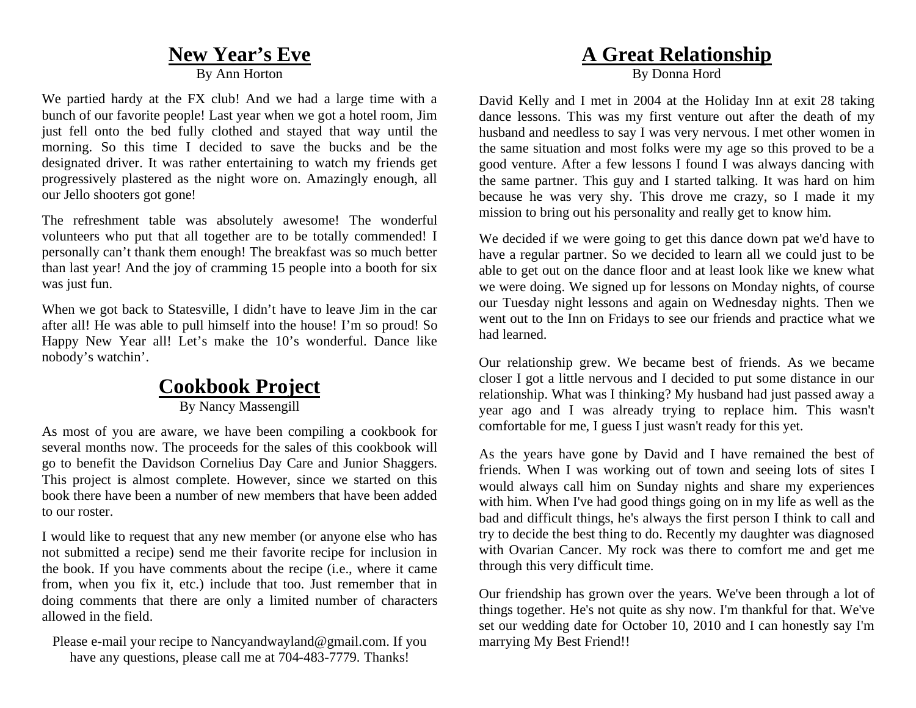## New Year's Eve

By Ann Horton

We partied hardy at the FX club! And we had a large time with a bunch of our favorite people! Last year when we got a hotel room, Jim just fell onto the bed fully clothed and stayed that way until the morning. So this time I decided to save the bucks and be the designated driver. It was rather entertaining to watch my friends get progressively plastered as the night wore on. Amazingly enough, all our Jello shooters got gone!

The refreshment table was absolutely awesome! The wonderful volunteers who put that all together are to be totally commended! I personally can't thank them enough! The breakfast was so much better than last year! And the joy of cramming 15 people into a booth for six was just fun.

When we got back to Statesville, I didn't have to leave Jim in the car after all! He was able to pull himself into the house! I'm so proud! So Happy New Year all! Let's make the 10's wonderful. Dance like nobody's watchin'.

## Cookbook Project

By Nancy Massengill

As most of you are aware, we have been compiling a cookbook for several months now. The proceeds for the sales of this cookbook will go to benefit the Davidson Cornelius Day Care and Junior Shaggers. This project is almost complete. However, since we started on this book there have been a number of new members that have been added to our roster.

I would like to request that any new member (or anyone else who has not submitted a recipe) send me their favorite recipe for inclusion in the book. If you have comments about the recipe (i.e., where it came from, when you fix it, etc.) include that too. Just remember that in doing comments that there are only a limited number of characters allowed in the field.

Please e-mail your recipe to Nancyandwayland@gmail.com. If you have any questions, please call me at 704-483-7779. Thanks!

## A Great Relationship

By Donna Hord

David Kelly and I met in 2004 at the Holiday Inn at exit 28 taking dance lessons. This was my first venture out after the death of my husband and needless to say I was very nervous. I met other women in the same situation and most folks were my age so this proved to be a good venture. After a few lessons I found I was always dancing with the same partner. This guy and I started talking. It was hard on him because he was very shy. This drove me crazy, so I made it my mission to bring out his personality and really get to know him.

We decided if we were going to get this dance down pat we'd have to have a regular partner. So we decided to learn all we could just to be able to get out on the dance floor and at least look like we knew what we were doing. We signed up for lessons on Monday nights, of course our Tuesday night lessons and again on Wednesday nights. Then we went out to the Inn on Fridays to see our friends and practice what we had learned.

Our relationship grew. We became best of friends. As we became closer I got a little nervous and I decided to put some distance in our relationship. What was I thinking? My husband had just passed away a year ago and I was already trying to replace him. This wasn't comfortable for me, I guess I just wasn't ready for this yet.

As the years have gone by David and I have remained the best of friends. When I was working out of town and seeing lots of sites I would always call him on Sunday nights and share my experiences with him. When I've had good things going on in my life as well as the bad and difficult things, he's always the first person I think to call and try to decide the best thing to do. Recently my daughter was diagnosed with Ovarian Cancer. My rock was there to comfort me and get me through this very difficult time.

Our friendship has grown over the years. We've been through a lot of things together. He's not quite as shy now. I'm thankful for that. We've set our wedding date for October 10, 2010 and I can honestly say I'm marrying My Best Friend!!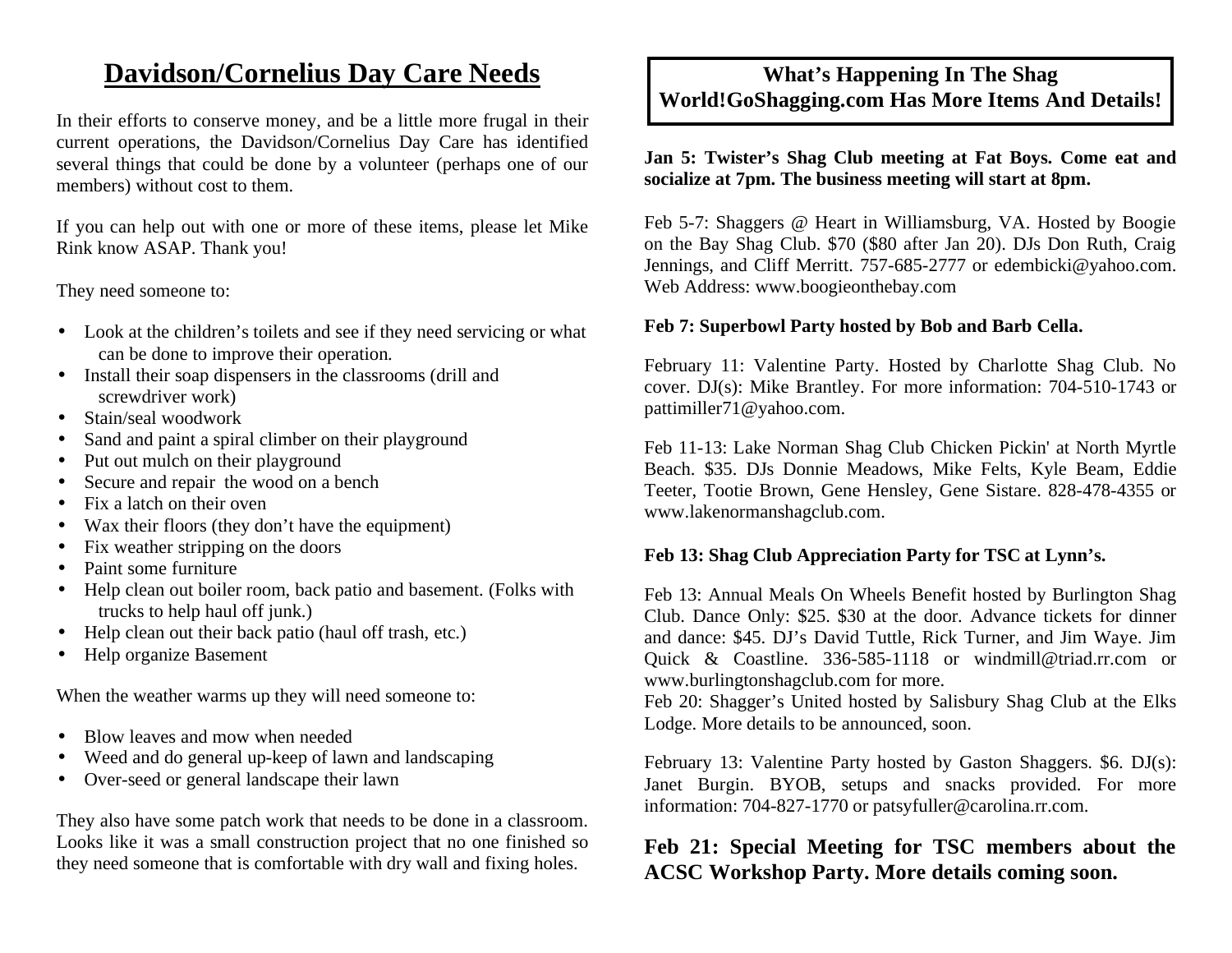# Davidson/Cornelius Day Care Needs

In their efforts to conserve money, and be a little more frugal in their current operations, the Davidson/Cornelius Day Care has identified several things that could be done by a volunteer (perhaps one of our members) without cost to them.

If you can help out with one or more of these items, please let Mike Rink know ASAP. Thank you!

They need someone to:

- Look at the children's toilets and see if they need servicing or what can be done to improve their operation.
- Install their soap dispensers in the classrooms (drill and screwdriver work)
- Stain/seal woodwork
- Sand and paint a spiral climber on their playground
- Put out mulch on their playground
- Secure and repair the wood on a bench
- Fix a latch on their oven
- Wax their floors (they don't have the equipment)
- Fix weather stripping on the doors
- Paint some furniture
- Help clean out boiler room, back patio and basement. (Folks with trucks to help haul off junk.)
- Help clean out their back patio (haul off trash, etc.)
- Help organize Basement

When the weather warms up they will need someone to:

- Blow leaves and mow when needed
- Weed and do general up-keep of lawn and landscaping
- Over-seed or general landscape their lawn

They also have some patch work that needs to be done in a classroom. Looks like it was a small construction project that no one finished so they need someone that is comfortable with dry wall and fixing holes.

## What's Happening In The Shag World!GoShagging.com Has More Items And Details!

**Jan 5: Twister's Shag Club meeting at Fat Boys. Come eat and socialize at 7pm. The business meeting will start at 8pm.**

Feb 5-7: Shaggers @ Heart in Williamsburg, VA. Hosted by Boogie on the Bay Shag Club. $70 ($80 after Jan 20). DJs Don Ruth, Craig Jennings, and Cliff Merritt. 757-685-2777 or edembicki@yahoo.com. Web Address: www.boogieonthebay.com

**Feb 7: Superbowl Party hosted by Bob and Barb Cella.**

February 11: Valentine Party. Hosted by Charlotte Shag Club. No cover. DJ(s): Mike Brantley. For more information: 704-510-1743 or pattimiller71@yahoo.com.

Feb 11-13: Lake Norman Shag Club Chicken Pickin' at North Myrtle Beach. $35. DJs Donnie Meadows, Mike Felts, Kyle Beam, Eddie Teeter, Tootie Brown, Gene Hensley, Gene Sistare. 828-478-4355 or www.lakenormanshagclub.com.

**Feb 13: Shag Club Appreciation Party for TSC at Lynn's.**

Feb 13: Annual Meals On Wheels Benefit hosted by Burlington Shag Club. Dance Only: $25. $30 at the door. Advance tickets for dinner and dance: $45. DJ's David Tuttle, Rick Turner, and Jim Waye. Jim Quick & Coastline. 336-585-1118 or windmill@triad.rr.com or www.burlingtonshagclub.com for more.

Feb 20: Shagger's United hosted by Salisbury Shag Club at the Elks Lodge. More details to be announced, soon.

February 13: Valentine Party hosted by Gaston Shaggers. $6. DJ(s): Janet Burgin. BYOB, setups and snacks provided. For more information: 704-827-1770 or patsyfuller@carolina.rr.com.

**Feb 21: Special Meeting for TSC members about the ACSC Workshop Party. More details coming soon.**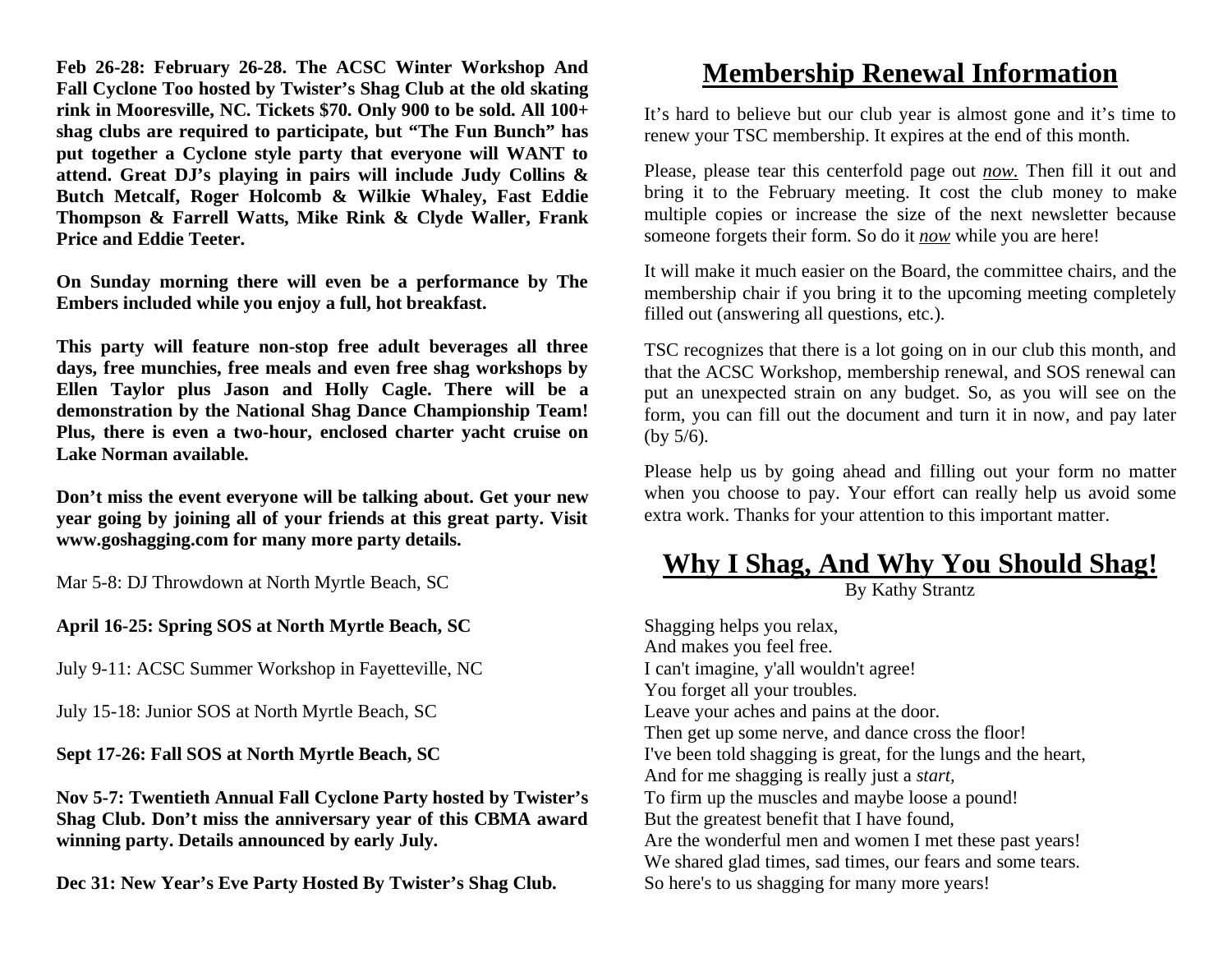**Feb 26-28: February 26-28. The ACSC Winter Workshop And Fall Cyclone Too hosted by Twister's Shag Club at the old skating rink in Mooresville, NC. Tickets $70. Only 900 to be sold. All 100+ shag clubs are required to participate, but "The Fun Bunch" has put together a Cyclone style party that everyone will WANT to attend. Great DJ's playing in pairs will include Judy Collins & Butch Metcalf, Roger Holcomb & Wilkie Whaley, Fast Eddie Thompson & Farrell Watts, Mike Rink & Clyde Waller, Frank Price and Eddie Teeter.**

**On Sunday morning there will even be a performance by The Embers included while you enjoy a full, hot breakfast.**

**This party will feature non-stop free adult beverages all three days, free munchies, free meals and even free shag workshops by Ellen Taylor plus Jason and Holly Cagle. There will be a demonstration by the National Shag Dance Championship Team! Plus, there is even a two-hour, enclosed charter yacht cruise on Lake Norman available.**

**Don't miss the event everyone will be talking about. Get your new year going by joining all of your friends at this great party. Visit www.goshagging.com for many more party details.**

Mar 5-8: DJ Throwdown at North Myrtle Beach, SC

**April 16-25: Spring SOS at North Myrtle Beach, SC**

July 9-11: ACSC Summer Workshop in Fayetteville, NC

July 15-18: Junior SOS at North Myrtle Beach, SC

**Sept 17-26: Fall SOS at North Myrtle Beach, SC**

**Nov 5-7: Twentieth Annual Fall Cyclone Party hosted by Twister's Shag Club. Don't miss the anniversary year of this CBMA award winning party. Details announced by early July.**

**Dec 31: New Year's Eve Party Hosted By Twister's Shag Club.**

# Membership Renewal Information

It's hard to believe but our club year is almost gone and it's time to renew your TSC membership. It expires at the end of this month.

Please, please tear this centerfold page out *now.* Then fill it out and bring it to the February meeting. It cost the club money to make multiple copies or increase the size of the next newsletter because someone forgets their form. So do it *now* while you are here!

It will make it much easier on the Board, the committee chairs, and the membership chair if you bring it to the upcoming meeting completely filled out (answering all questions, etc.).

TSC recognizes that there is a lot going on in our club this month, and that the ACSC Workshop, membership renewal, and SOS renewal can put an unexpected strain on any budget. So, as you will see on the form, you can fill out the document and turn it in now, and pay later (by 5/6).

Please help us by going ahead and filling out your form no matter when you choose to pay. Your effort can really help us avoid some extra work. Thanks for your attention to this important matter.

# Why I Shag, And Why You Should Shag!

By Kathy Strantz

Shagging helps you relax,
And makes you feel free.
I can't imagine, y'all wouldn't agree!
You forget all your troubles.
Leave your aches and pains at the door.
Then get up some nerve, and dance cross the floor!
I've been told shagging is great, for the lungs and the heart,
And for me shagging is really just a *start*,
To firm up the muscles and maybe loose a pound!
But the greatest benefit that I have found,
Are the wonderful men and women I met these past years!
We shared glad times, sad times, our fears and some tears.
So here's to us shagging for many more years!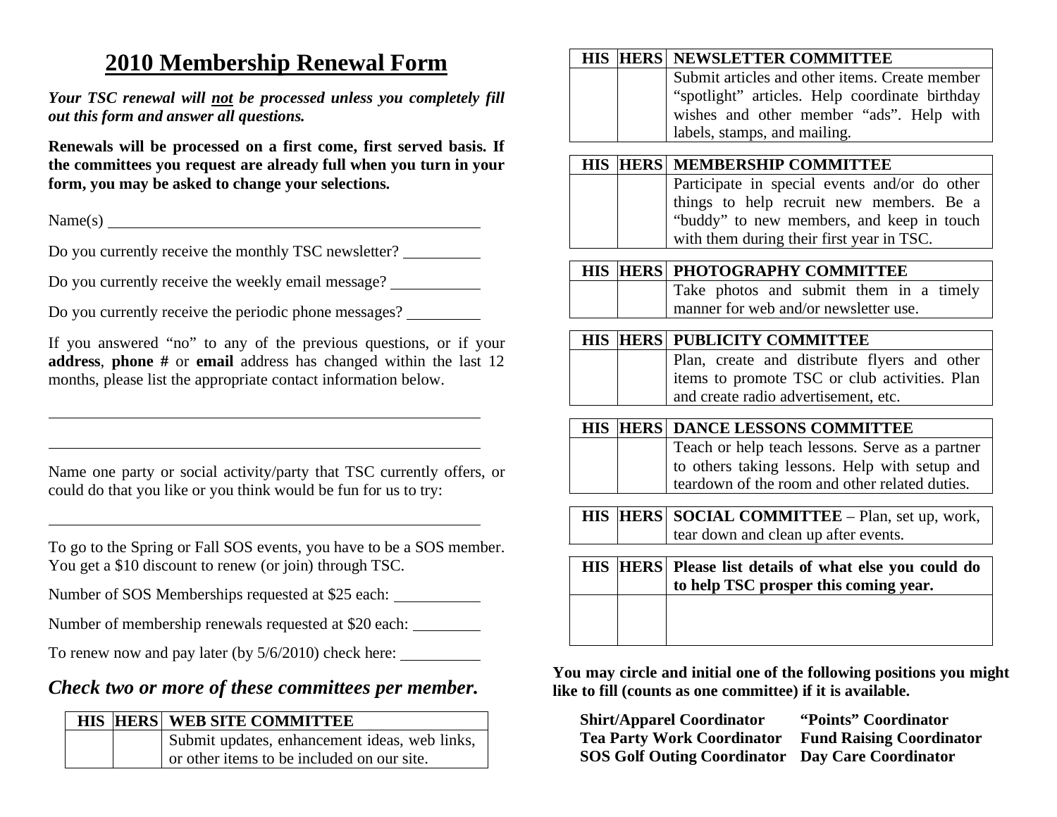# 2010 Membership Renewal Form

***Your TSC renewal will not be processed unless you completely fill out this form and answer all questions.***

**Renewals will be processed on a first come, first served basis. If the committees you request are already full when you turn in your form, you may be asked to change your selections.**

Name(s) ______________________________________________

Do you currently receive the monthly TSC newsletter? __________

Do you currently receive the weekly email message? ___________

Do you currently receive the periodic phone messages? __________

If you answered "no" to any of the previous questions, or if your **address**, **phone #** or **email** address has changed within the last 12 months, please list the appropriate contact information below.

______________________________________________________

______________________________________________________

Name one party or social activity/party that TSC currently offers, or could do that you like or you think would be fun for us to try:

______________________________________________________

To go to the Spring or Fall SOS events, you have to be a SOS member. You get a $10 discount to renew (or join) through TSC.

Number of SOS Memberships requested at $25 each: ___________

Number of membership renewals requested at $20 each: _________

To renew now and pay later (by 5/6/2010) check here: __________

## *Check two or more of these committees per member.*

| HIS | HERS | WEB SITE COMMITTEE |
|---|---|---|
| | | Submit updates, enhancement ideas, web links, or other items to be included on our site. |

| HIS | HERS | NEWSLETTER COMMITTEE |
|---|---|---|
| | | Submit articles and other items. Create member "spotlight" articles. Help coordinate birthday wishes and other member "ads". Help with labels, stamps, and mailing. |

| HIS | HERS | MEMBERSHIP COMMITTEE |
|---|---|---|
| | | Participate in special events and/or do other things to help recruit new members. Be a "buddy" to new members, and keep in touch with them during their first year in TSC. |

| HIS | HERS | PHOTOGRAPHY COMMITTEE |
|---|---|---|
| | | Take photos and submit them in a timely manner for web and/or newsletter use. |

| HIS | HERS | PUBLICITY COMMITTEE |
|---|---|---|
| | | Plan, create and distribute flyers and other items to promote TSC or club activities. Plan and create radio advertisement, etc. |

| HIS | HERS | DANCE LESSONS COMMITTEE |
|---|---|---|
| | | Teach or help teach lessons. Serve as a partner to others taking lessons. Help with setup and teardown of the room and other related duties. |

| HIS | HERS | **SOCIAL COMMITTEE** – Plan, set up, work, tear down and clean up after events. |
|---|---|---|

| HIS | HERS | Please list details of what else you could do to help TSC prosper this coming year. |
|---|---|---|
| | | |

**You may circle and initial one of the following positions you might like to fill (counts as one committee) if it is available.**

| | |
|---|---|
| **Shirt/Apparel Coordinator** | **"Points" Coordinator** |
| **Tea Party Work Coordinator** | **Fund Raising Coordinator** |
| **SOS Golf Outing Coordinator** | **Day Care Coordinator** |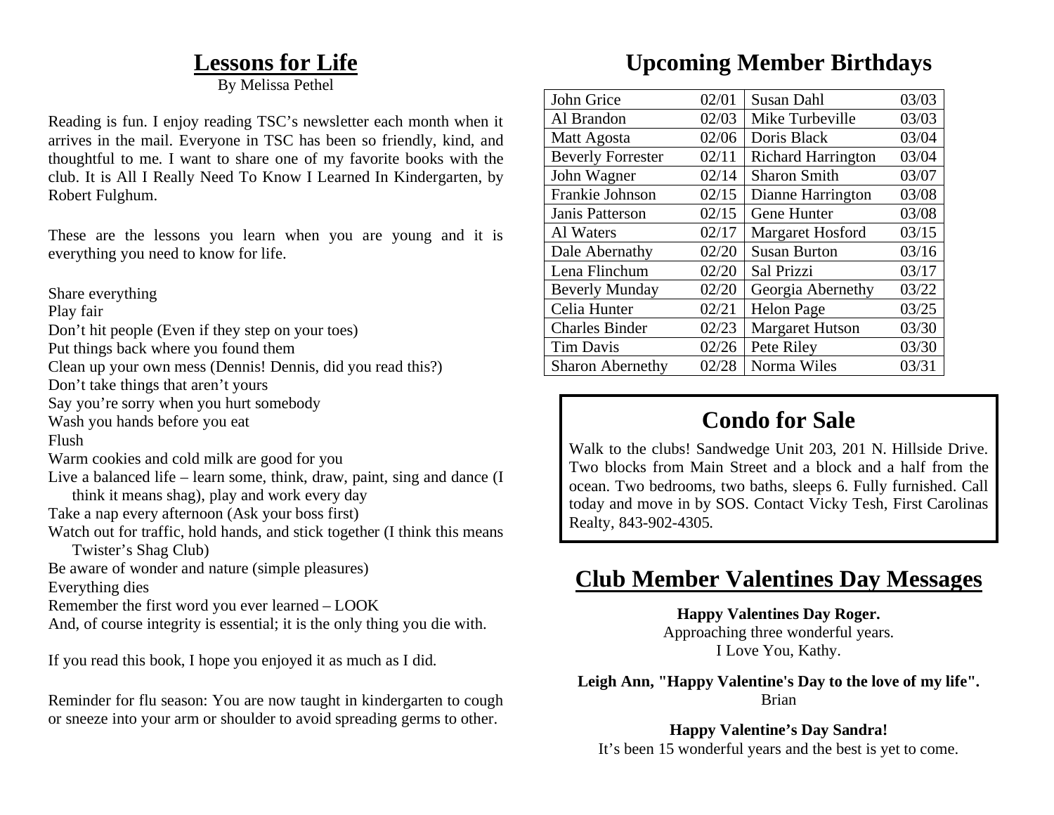# Lessons for Life

By Melissa Pethel

Reading is fun. I enjoy reading TSC's newsletter each month when it arrives in the mail. Everyone in TSC has been so friendly, kind, and thoughtful to me. I want to share one of my favorite books with the club. It is All I Really Need To Know I Learned In Kindergarten, by Robert Fulghum.

These are the lessons you learn when you are young and it is everything you need to know for life.

Share everything
Play fair
Don't hit people (Even if they step on your toes)
Put things back where you found them
Clean up your own mess (Dennis! Dennis, did you read this?)
Don't take things that aren't yours
Say you're sorry when you hurt somebody
Wash you hands before you eat
Flush
Warm cookies and cold milk are good for you
Live a balanced life – learn some, think, draw, paint, sing and dance (I think it means shag), play and work every day
Take a nap every afternoon (Ask your boss first)
Watch out for traffic, hold hands, and stick together (I think this means Twister's Shag Club)
Be aware of wonder and nature (simple pleasures)
Everything dies
Remember the first word you ever learned – LOOK
And, of course integrity is essential; it is the only thing you die with.

If you read this book, I hope you enjoyed it as much as I did.

Reminder for flu season: You are now taught in kindergarten to cough or sneeze into your arm or shoulder to avoid spreading germs to other.

# Upcoming Member Birthdays

| | | | |
|---|---|---|---|
| John Grice | 02/01 | Susan Dahl | 03/03 |
| Al Brandon | 02/03 | Mike Turbeville | 03/03 |
| Matt Agosta | 02/06 | Doris Black | 03/04 |
| Beverly Forrester | 02/11 | Richard Harrington | 03/04 |
| John Wagner | 02/14 | Sharon Smith | 03/07 |
| Frankie Johnson | 02/15 | Dianne Harrington | 03/08 |
| Janis Patterson | 02/15 | Gene Hunter | 03/08 |
| Al Waters | 02/17 | Margaret Hosford | 03/15 |
| Dale Abernathy | 02/20 | Susan Burton | 03/16 |
| Lena Flinchum | 02/20 | Sal Prizzi | 03/17 |
| Beverly Munday | 02/20 | Georgia Abernethy | 03/22 |
| Celia Hunter | 02/21 | Helon Page | 03/25 |
| Charles Binder | 02/23 | Margaret Hutson | 03/30 |
| Tim Davis | 02/26 | Pete Riley | 03/30 |
| Sharon Abernethy | 02/28 | Norma Wiles | 03/31 |

# Condo for Sale

Walk to the clubs! Sandwedge Unit 203, 201 N. Hillside Drive. Two blocks from Main Street and a block and a half from the ocean. Two bedrooms, two baths, sleeps 6. Fully furnished. Call today and move in by SOS. Contact Vicky Tesh, First Carolinas Realty, 843-902-4305.

# Club Member Valentines Day Messages

**Happy Valentines Day Roger.**
Approaching three wonderful years.
I Love You, Kathy.

**Leigh Ann, "Happy Valentine's Day to the love of my life".**
Brian

**Happy Valentine's Day Sandra!**
It's been 15 wonderful years and the best is yet to come.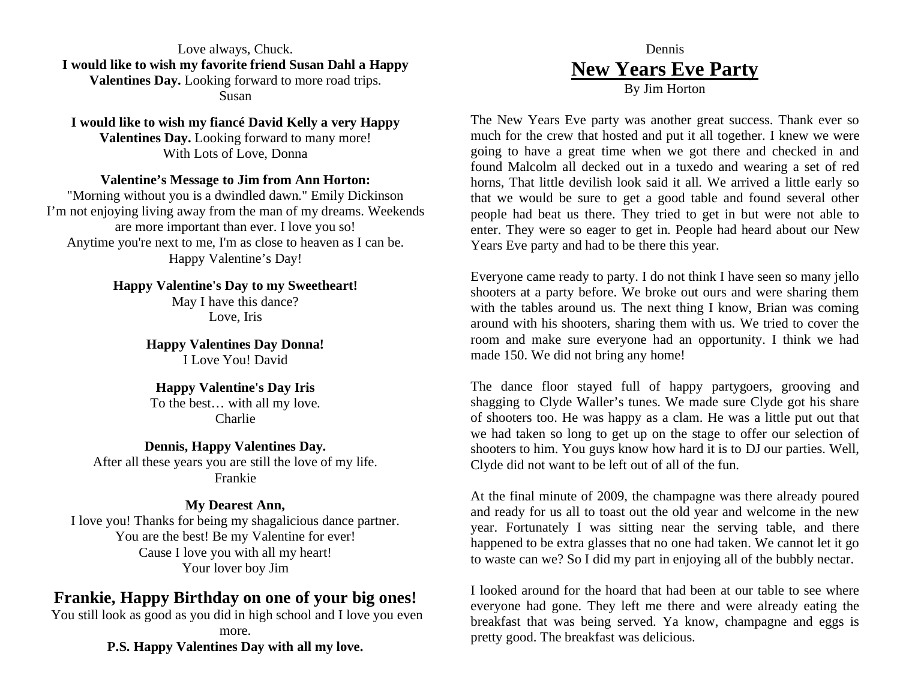Love always, Chuck.

**I would like to wish my favorite friend Susan Dahl a Happy Valentines Day.** Looking forward to more road trips.
Susan

**I would like to wish my fiancé David Kelly a very Happy Valentines Day.** Looking forward to many more!
With Lots of Love, Donna

**Valentine's Message to Jim from Ann Horton:**
"Morning without you is a dwindled dawn." Emily Dickinson
I'm not enjoying living away from the man of my dreams. Weekends are more important than ever. I love you so!
Anytime you're next to me, I'm as close to heaven as I can be.
Happy Valentine's Day!

**Happy Valentine's Day to my Sweetheart!**
May I have this dance?
Love, Iris

**Happy Valentines Day Donna!**
I Love You! David

**Happy Valentine's Day Iris**
To the best… with all my love.
Charlie

**Dennis, Happy Valentines Day.**
After all these years you are still the love of my life.
Frankie

**My Dearest Ann,**
I love you! Thanks for being my shagalicious dance partner.
You are the best! Be my Valentine for ever!
Cause I love you with all my heart!
Your lover boy Jim

## Frankie, Happy Birthday on one of your big ones!

You still look as good as you did in high school and I love you even more.
**P.S. Happy Valentines Day with all my love.**

Dennis

## New Years Eve Party

By Jim Horton

The New Years Eve party was another great success. Thank ever so much for the crew that hosted and put it all together. I knew we were going to have a great time when we got there and checked in and found Malcolm all decked out in a tuxedo and wearing a set of red horns, That little devilish look said it all. We arrived a little early so that we would be sure to get a good table and found several other people had beat us there. They tried to get in but were not able to enter. They were so eager to get in. People had heard about our New Years Eve party and had to be there this year.

Everyone came ready to party. I do not think I have seen so many jello shooters at a party before. We broke out ours and were sharing them with the tables around us. The next thing I know, Brian was coming around with his shooters, sharing them with us. We tried to cover the room and make sure everyone had an opportunity. I think we had made 150. We did not bring any home!

The dance floor stayed full of happy partygoers, grooving and shagging to Clyde Waller's tunes. We made sure Clyde got his share of shooters too. He was happy as a clam. He was a little put out that we had taken so long to get up on the stage to offer our selection of shooters to him. You guys know how hard it is to DJ our parties. Well, Clyde did not want to be left out of all of the fun.

At the final minute of 2009, the champagne was there already poured and ready for us all to toast out the old year and welcome in the new year. Fortunately I was sitting near the serving table, and there happened to be extra glasses that no one had taken. We cannot let it go to waste can we? So I did my part in enjoying all of the bubbly nectar.

I looked around for the hoard that had been at our table to see where everyone had gone. They left me there and were already eating the breakfast that was being served. Ya know, champagne and eggs is pretty good. The breakfast was delicious.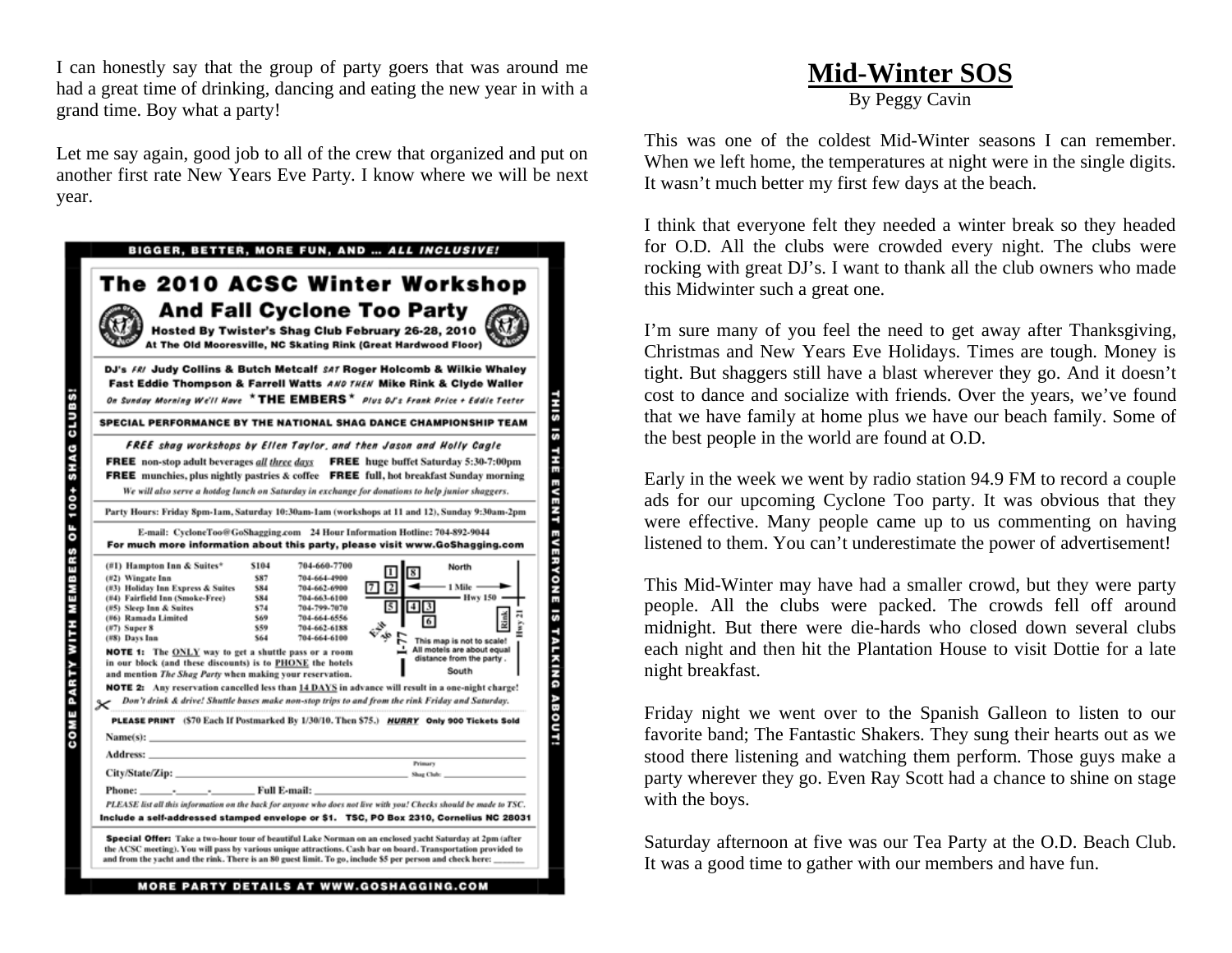I can honestly say that the group of party goers that was around me had a great time of drinking, dancing and eating the new year in with a grand time. Boy what a party!

Let me say again, good job to all of the crew that organized and put on another first rate New Years Eve Party. I know where we will be next year.

**BIGGER, BETTER, MORE FUN, AND ... *ALL INCLUSIVE!***

# The 2010 ACSC Winter Workshop

## And Fall Cyclone Too Party

**Hosted By Twister's Shag Club February 26-28, 2010**
**At The Old Mooresville, NC Skating Rink (Great Hardwood Floor)**

**DJ's** *FRI* **Judy Collins & Butch Metcalf** *SAT* **Roger Holcomb & Wilkie Whaley Fast Eddie Thompson & Farrell Watts** *AND THEN* **Mike Rink & Clyde Waller**
*On Sunday Morning We'll Have* **\* THE EMBERS \*** *Plus DJ's Frank Price + Eddie Teeter*

**SPECIAL PERFORMANCE BY THE NATIONAL SHAG DANCE CHAMPIONSHIP TEAM**

***FREE** shag workshops by Ellen Taylor, and then Jason and Holly Cagle*

**FREE** non-stop adult beverages *all three days* **FREE** huge buffet Saturday 5:30-7:00pm
**FREE** munchies, plus nightly pastries & coffee **FREE** full, hot breakfast Sunday morning
*We will also serve a hotdog lunch on Saturday in exchange for donations to help junior shaggers.*

Party Hours: Friday 8pm-1am, Saturday 10:30am-1am (workshops at 11 and 12), Sunday 9:30am-2pm

E-mail: CycloneToo@GoShagging.com 24 Hour Information Hotline: 704-892-9044
**For much more information about this party, please visit www.GoShagging.com**

| Hotel | Rate | Phone |
|---|---|---|
| (#1) Hampton Inn & Suites* | $104 | 704-660-7700 |
| (#2) Wingate Inn | $87 | 704-664-4900 |
| (#3) Holiday Inn Express & Suites | $84 | 704-662-6900 |
| (#4) Fairfield Inn (Smoke-Free) | $84 | 704-663-6100 |
| (#5) Sleep Inn & Suites | $74 | 704-799-7070 |
| (#6) Ramada Limited | $69 | 704-664-6556 |
| (#7) Super 8 | $59 | 704-662-6188 |
| (#8) Days Inn | $64 | 704-664-6100 |

North — 1 Mile — Hwy 150 — Rink — Hwy 21 — Exit 36 — I-77 — South
This map is not to scale! All motels are about equal distance from the party.

**NOTE 1:** The ONLY way to get a shuttle pass or a room in our block (and these discounts) is to PHONE the hotels and mention *The Shag Party* when making your reservation.

**NOTE 2:** Any reservation cancelled less than 14 DAYS in advance will result in a one-night charge!

*Don't drink & drive! Shuttle buses make non-stop trips to and from the rink Friday and Saturday.*

**PLEASE PRINT** ($70 Each If Postmarked By 1/30/10. Then $75.) ***HURRY*** **Only 900 Tickets Sold**

Name(s): \_\_\_\_\_\_\_\_\_\_
Address: \_\_\_\_\_\_\_\_\_\_
City/State/Zip: \_\_\_\_\_\_\_\_\_\_ Primary Shag Club: \_\_\_\_\_\_\_\_\_\_
Phone: \_\_\_\_\_\_-\_\_\_\_\_\_-\_\_\_\_\_\_ Full E-mail: \_\_\_\_\_\_\_\_\_\_

*PLEASE list all this information on the back for anyone who does not live with you! Checks should be made to TSC.*
**Include a self-addressed stamped envelope or $1. TSC, PO Box 2310, Cornelius NC 28031**

**Special Offer:** Take a two-hour tour of beautiful Lake Norman on an enclosed yacht Saturday at 2pm (after the ACSC meeting). You will pass by various unique attractions. Cash bar on board. Transportation provided to and from the yacht and the rink. There is an 80 guest limit. To go, include $5 per person and check here: \_\_\_\_\_\_

**COME PARTY WITH MEMBERS OF 100+ SHAG CLUBS!** — **THIS IS THE EVENT EVERYONE IS TALKING ABOUT!**

**MORE PARTY DETAILS AT WWW.GOSHAGGING.COM**

# Mid-Winter SOS

By Peggy Cavin

This was one of the coldest Mid-Winter seasons I can remember. When we left home, the temperatures at night were in the single digits. It wasn't much better my first few days at the beach.

I think that everyone felt they needed a winter break so they headed for O.D. All the clubs were crowded every night. The clubs were rocking with great DJ's. I want to thank all the club owners who made this Midwinter such a great one.

I'm sure many of you feel the need to get away after Thanksgiving, Christmas and New Years Eve Holidays. Times are tough. Money is tight. But shaggers still have a blast wherever they go. And it doesn't cost to dance and socialize with friends. Over the years, we've found that we have family at home plus we have our beach family. Some of the best people in the world are found at O.D.

Early in the week we went by radio station 94.9 FM to record a couple ads for our upcoming Cyclone Too party. It was obvious that they were effective. Many people came up to us commenting on having listened to them. You can't underestimate the power of advertisement!

This Mid-Winter may have had a smaller crowd, but they were party people. All the clubs were packed. The crowds fell off around midnight. But there were die-hards who closed down several clubs each night and then hit the Plantation House to visit Dottie for a late night breakfast.

Friday night we went over to the Spanish Galleon to listen to our favorite band; The Fantastic Shakers. They sung their hearts out as we stood there listening and watching them perform. Those guys make a party wherever they go. Even Ray Scott had a chance to shine on stage with the boys.

Saturday afternoon at five was our Tea Party at the O.D. Beach Club. It was a good time to gather with our members and have fun.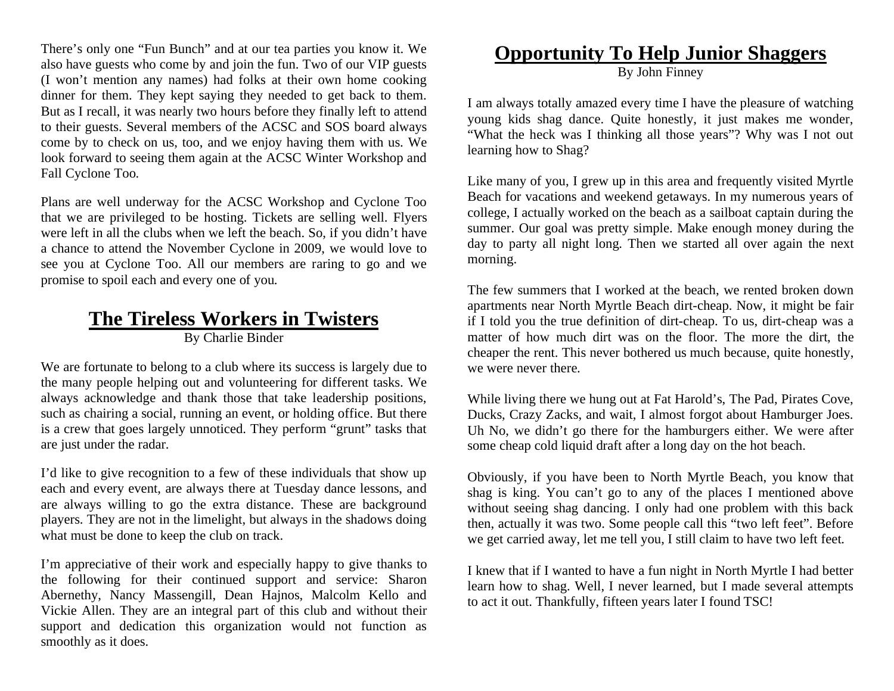There's only one "Fun Bunch" and at our tea parties you know it. We also have guests who come by and join the fun. Two of our VIP guests (I won't mention any names) had folks at their own home cooking dinner for them. They kept saying they needed to get back to them. But as I recall, it was nearly two hours before they finally left to attend to their guests. Several members of the ACSC and SOS board always come by to check on us, too, and we enjoy having them with us. We look forward to seeing them again at the ACSC Winter Workshop and Fall Cyclone Too.

Plans are well underway for the ACSC Workshop and Cyclone Too that we are privileged to be hosting. Tickets are selling well. Flyers were left in all the clubs when we left the beach. So, if you didn't have a chance to attend the November Cyclone in 2009, we would love to see you at Cyclone Too. All our members are raring to go and we promise to spoil each and every one of you.

## The Tireless Workers in Twisters

By Charlie Binder

We are fortunate to belong to a club where its success is largely due to the many people helping out and volunteering for different tasks. We always acknowledge and thank those that take leadership positions, such as chairing a social, running an event, or holding office. But there is a crew that goes largely unnoticed. They perform "grunt" tasks that are just under the radar.

I'd like to give recognition to a few of these individuals that show up each and every event, are always there at Tuesday dance lessons, and are always willing to go the extra distance. These are background players. They are not in the limelight, but always in the shadows doing what must be done to keep the club on track.

I'm appreciative of their work and especially happy to give thanks to the following for their continued support and service: Sharon Abernethy, Nancy Massengill, Dean Hajnos, Malcolm Kello and Vickie Allen. They are an integral part of this club and without their support and dedication this organization would not function as smoothly as it does.

## Opportunity To Help Junior Shaggers

By John Finney

I am always totally amazed every time I have the pleasure of watching young kids shag dance. Quite honestly, it just makes me wonder, "What the heck was I thinking all those years"? Why was I not out learning how to Shag?

Like many of you, I grew up in this area and frequently visited Myrtle Beach for vacations and weekend getaways. In my numerous years of college, I actually worked on the beach as a sailboat captain during the summer. Our goal was pretty simple. Make enough money during the day to party all night long. Then we started all over again the next morning.

The few summers that I worked at the beach, we rented broken down apartments near North Myrtle Beach dirt-cheap. Now, it might be fair if I told you the true definition of dirt-cheap. To us, dirt-cheap was a matter of how much dirt was on the floor. The more the dirt, the cheaper the rent. This never bothered us much because, quite honestly, we were never there.

While living there we hung out at Fat Harold's, The Pad, Pirates Cove, Ducks, Crazy Zacks, and wait, I almost forgot about Hamburger Joes. Uh No, we didn't go there for the hamburgers either. We were after some cheap cold liquid draft after a long day on the hot beach.

Obviously, if you have been to North Myrtle Beach, you know that shag is king. You can't go to any of the places I mentioned above without seeing shag dancing. I only had one problem with this back then, actually it was two. Some people call this "two left feet". Before we get carried away, let me tell you, I still claim to have two left feet.

I knew that if I wanted to have a fun night in North Myrtle I had better learn how to shag. Well, I never learned, but I made several attempts to act it out. Thankfully, fifteen years later I found TSC!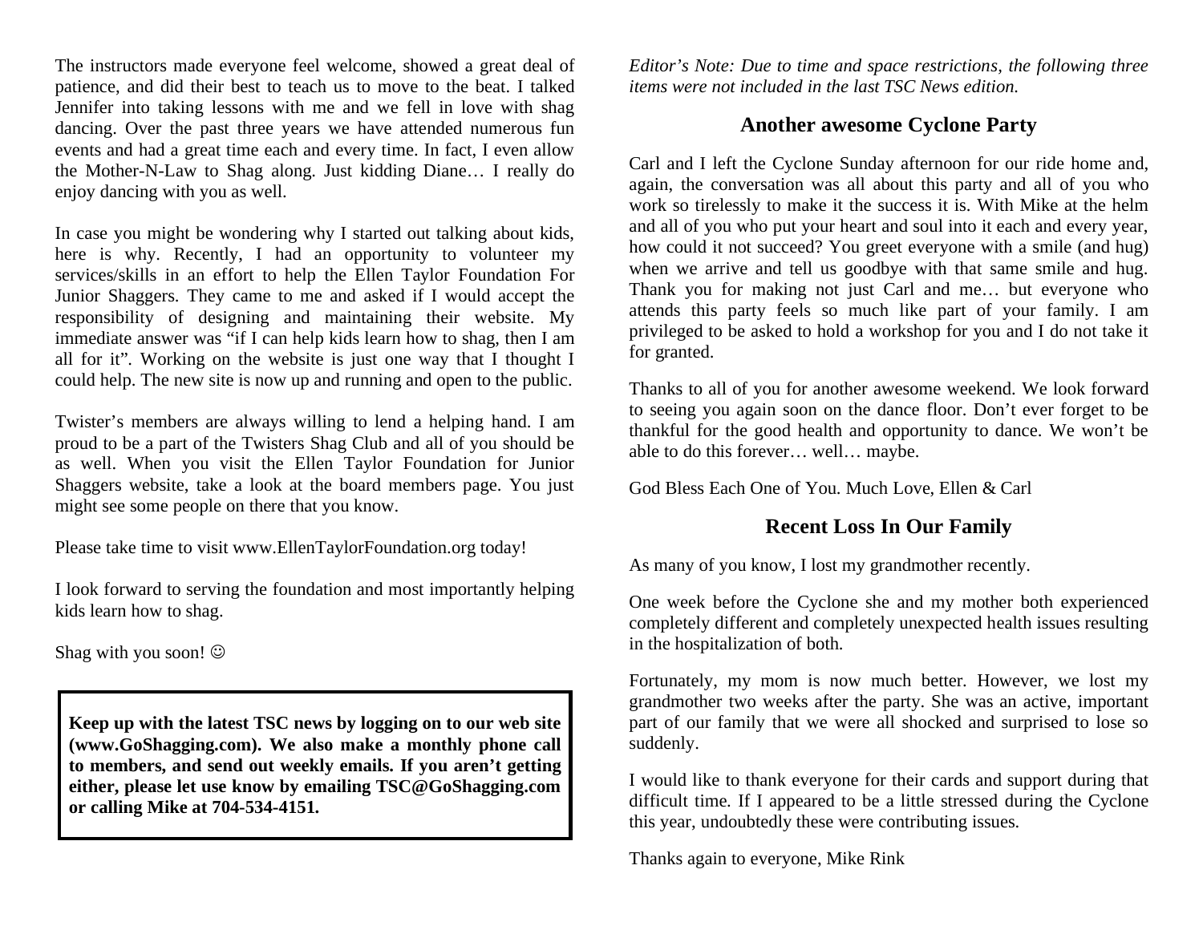The instructors made everyone feel welcome, showed a great deal of patience, and did their best to teach us to move to the beat. I talked Jennifer into taking lessons with me and we fell in love with shag dancing. Over the past three years we have attended numerous fun events and had a great time each and every time. In fact, I even allow the Mother-N-Law to Shag along. Just kidding Diane… I really do enjoy dancing with you as well.

In case you might be wondering why I started out talking about kids, here is why. Recently, I had an opportunity to volunteer my services/skills in an effort to help the Ellen Taylor Foundation For Junior Shaggers. They came to me and asked if I would accept the responsibility of designing and maintaining their website. My immediate answer was "if I can help kids learn how to shag, then I am all for it". Working on the website is just one way that I thought I could help. The new site is now up and running and open to the public.

Twister's members are always willing to lend a helping hand. I am proud to be a part of the Twisters Shag Club and all of you should be as well. When you visit the Ellen Taylor Foundation for Junior Shaggers website, take a look at the board members page. You just might see some people on there that you know.

Please take time to visit www.EllenTaylorFoundation.org today!

I look forward to serving the foundation and most importantly helping kids learn how to shag.

Shag with you soon! ☺

**Keep up with the latest TSC news by logging on to our web site (www.GoShagging.com). We also make a monthly phone call to members, and send out weekly emails. If you aren't getting either, please let use know by emailing TSC@GoShagging.com or calling Mike at 704-534-4151.**

*Editor's Note: Due to time and space restrictions, the following three items were not included in the last TSC News edition.*

## Another awesome Cyclone Party

Carl and I left the Cyclone Sunday afternoon for our ride home and, again, the conversation was all about this party and all of you who work so tirelessly to make it the success it is. With Mike at the helm and all of you who put your heart and soul into it each and every year, how could it not succeed? You greet everyone with a smile (and hug) when we arrive and tell us goodbye with that same smile and hug. Thank you for making not just Carl and me… but everyone who attends this party feels so much like part of your family. I am privileged to be asked to hold a workshop for you and I do not take it for granted.

Thanks to all of you for another awesome weekend. We look forward to seeing you again soon on the dance floor. Don't ever forget to be thankful for the good health and opportunity to dance. We won't be able to do this forever… well… maybe.

God Bless Each One of You. Much Love, Ellen & Carl

## Recent Loss In Our Family

As many of you know, I lost my grandmother recently.

One week before the Cyclone she and my mother both experienced completely different and completely unexpected health issues resulting in the hospitalization of both.

Fortunately, my mom is now much better. However, we lost my grandmother two weeks after the party. She was an active, important part of our family that we were all shocked and surprised to lose so suddenly.

I would like to thank everyone for their cards and support during that difficult time. If I appeared to be a little stressed during the Cyclone this year, undoubtedly these were contributing issues.

Thanks again to everyone, Mike Rink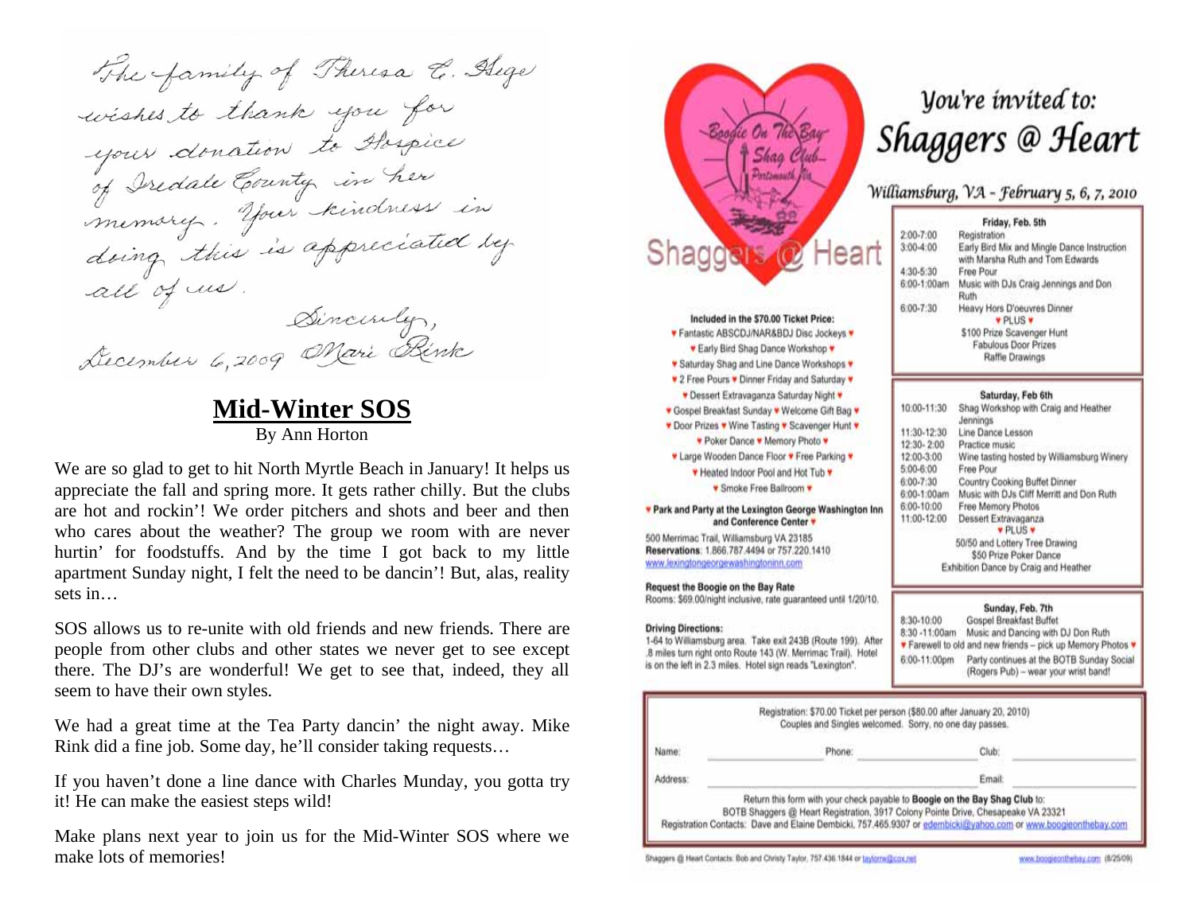The family of Theresa C. Hege wishes to thank you for your donation to Hospice of Iredale County in her memory. Your kindness in doing this is appreciated by all of us.

Sincerely,

December 6, 2009 Mari Rink

## Mid-Winter SOS

By Ann Horton

We are so glad to get to hit North Myrtle Beach in January! It helps us appreciate the fall and spring more. It gets rather chilly. But the clubs are hot and rockin'! We order pitchers and shots and beer and then who cares about the weather? The group we room with are never hurtin' for foodstuffs. And by the time I got back to my little apartment Sunday night, I felt the need to be dancin'! But, alas, reality sets in…

SOS allows us to re-unite with old friends and new friends. There are people from other clubs and other states we never get to see except there. The DJ's are wonderful! We get to see that, indeed, they all seem to have their own styles.

We had a great time at the Tea Party dancin' the night away. Mike Rink did a fine job. Some day, he'll consider taking requests…

If you haven't done a line dance with Charles Munday, you gotta try it! He can make the easiest steps wild!

Make plans next year to join us for the Mid-Winter SOS where we make lots of memories!

Boogie On The Bay Shag Club – Portsmouth, VA

# Shaggers @ Heart

*You're invited to:*

## *Shaggers @ Heart*

*Williamsburg, VA - February 5, 6, 7, 2010*

**Included in the $70.00 Ticket Price:**

♥ Fantastic ABSCDJ/NAR&BDJ Disc Jockeys ♥
♥ Early Bird Shag Dance Workshop ♥
♥ Saturday Shag and Line Dance Workshops ♥
♥ 2 Free Pours ♥ Dinner Friday and Saturday ♥
♥ Dessert Extravaganza Saturday Night ♥
♥ Gospel Breakfast Sunday ♥ Welcome Gift Bag ♥
♥ Door Prizes ♥ Wine Tasting ♥ Scavenger Hunt ♥
♥ Poker Dance ♥ Memory Photo ♥
♥ Large Wooden Dance Floor ♥ Free Parking ♥
♥ Heated Indoor Pool and Hot Tub ♥
♥ Smoke Free Ballroom ♥

**♥ Park and Party at the Lexington George Washington Inn and Conference Center ♥**

500 Merrimac Trail, Williamsburg VA 23185
**Reservations**: 1.866.787.4494 or 757.220.1410
www.lexingtongeorgewashingtoninn.com

**Request the Boogie on the Bay Rate**
Rooms: $69.00/night inclusive, rate guaranteed until 1/20/10.

**Driving Directions:**
I-64 to Williamsburg area. Take exit 243B (Route 199). After .8 miles turn right onto Route 143 (W. Merrimac Trail). Hotel is on the left in 2.3 miles. Hotel sign reads "Lexington".

**Friday, Feb. 5th**

| | |
|---|---|
| 2:00-7:00 | Registration |
| 3:00-4:00 | Early Bird Mix and Mingle Dance Instruction with Marsha Ruth and Tom Edwards |
| 4:30-5:30 | Free Pour |
| 6:00-1:00am | Music with DJs Craig Jennings and Don Ruth |
| 6:00-7:30 | Heavy Hors D'oeuvres Dinner |

♥ PLUS ♥
$100 Prize Scavenger Hunt
Fabulous Door Prizes
Raffle Drawings

**Saturday, Feb 6th**

| | |
|---|---|
| 10:00-11:30 | Shag Workshop with Craig and Heather Jennings |
| 11:30-12:30 | Line Dance Lesson |
| 12:30- 2:00 | Practice music |
| 12:00-3:00 | Wine tasting hosted by Williamsburg Winery |
| 5:00-6:00 | Free Pour |
| 6:00-7:30 | Country Cooking Buffet Dinner |
| 6:00-1:00am | Music with DJs Cliff Merritt and Don Ruth |
| 6:00-10:00 | Free Memory Photos |
| 11:00-12:00 | Dessert Extravaganza |

♥ PLUS ♥
50/50 and Lottery Tree Drawing
$50 Prize Poker Dance
Exhibition Dance by Craig and Heather

**Sunday, Feb. 7th**

| | |
|---|---|
| 8:30-10:00 | Gospel Breakfast Buffet |
| 8:30 -11:00am | Music and Dancing with DJ Don Ruth |

♥ Farewell to old and new friends – pick up Memory Photos ♥

| | |
|---|---|
| 6:00-11:00pm | Party continues at the BOTB Sunday Social (Rogers Pub) – wear your wrist band! |

Registration: $70.00 Ticket per person ($80.00 after January 20, 2010)
Couples and Singles welcomed. Sorry, no one day passes.

Name: ________ Phone: ________ Club: ________

Address: ________ Email: ________

Return this form with your check payable to **Boogie on the Bay Shag Club** to:
BOTB Shaggers @ Heart Registration, 3917 Colony Pointe Drive, Chesapeake VA 23321
Registration Contacts: Dave and Elaine Dembicki, 757.465.9307 or edembicki@yahoo.com or www.boogieonthebay.com

Shaggers @ Heart Contacts: Bob and Christy Taylor, 757.436.1844 or taylorrw@cox.net

www.boogieonthebay.com (8/25/09)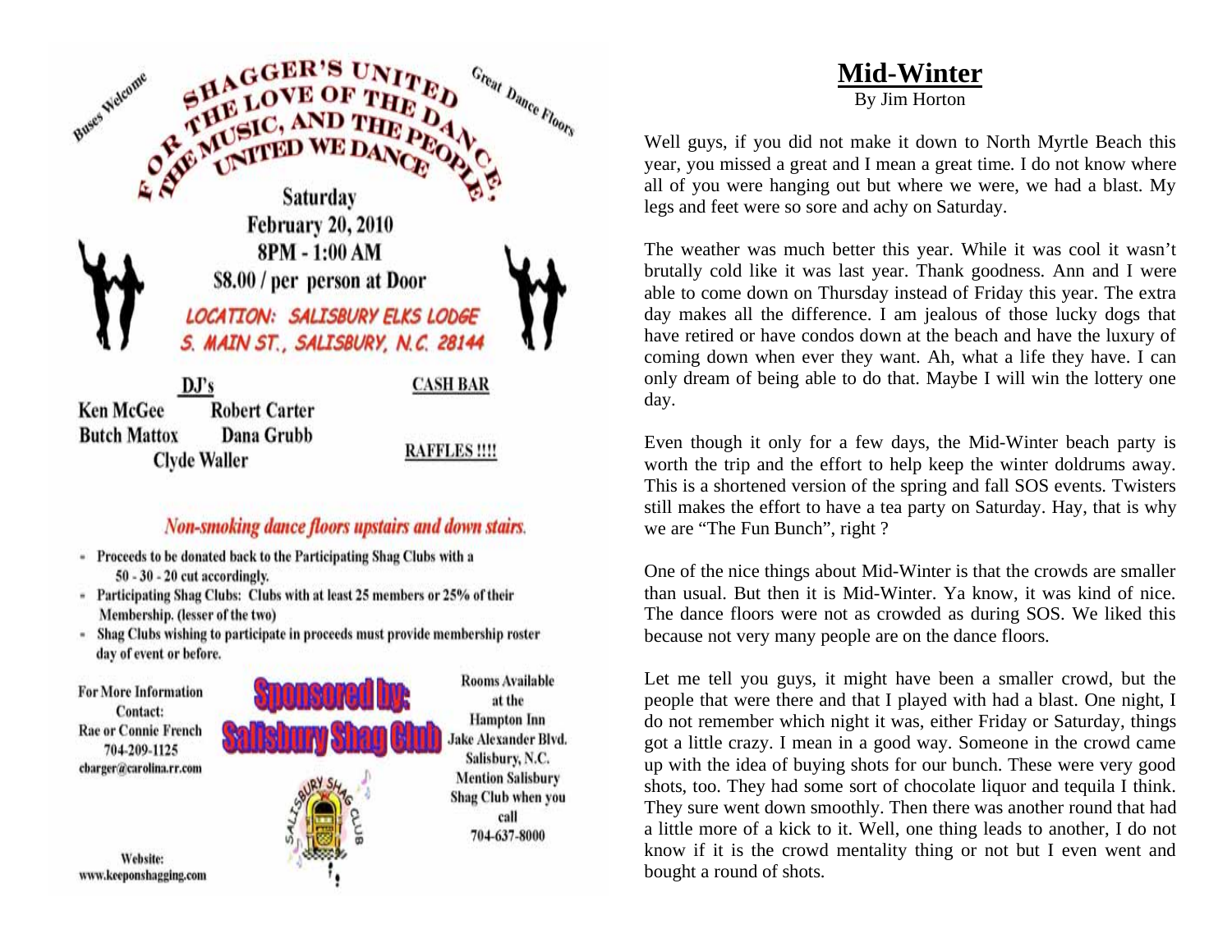Buses Welcome

# SHAGGER'S UNITED FOR THE LOVE OF THE DANCE, THE MUSIC, AND THE PEOPLE, UNITED WE DANCE

Great Dance Floors

**Saturday**
**February 20, 2010**
**8PM - 1:00 AM**
**$8.00 / per person at Door**

*LOCATION: SALISBURY ELKS LODGE*
*S. MAIN ST., SALISBURY, N.C. 28144*

**DJ's**
Ken McGee
Robert Carter
Butch Mattox
Dana Grubb
Clyde Waller

**CASH BAR**

**RAFFLES !!!!**

*Non-smoking dance floors upstairs and down stairs.*

- Proceeds to be donated back to the Participating Shag Clubs with a 50 - 30 - 20 cut accordingly.
- Participating Shag Clubs: Clubs with at least 25 members or 25% of their Membership. (lesser of the two)
- Shag Clubs wishing to participate in proceeds must provide membership roster day of event or before.

For More Information Contact:
Rae or Connie French
704-209-1125
cbarger@carolina.rr.com

Website:
www.keeponshagging.com

**Sponsored by: Salisbury Shag Club**

Rooms Available at the Hampton Inn Jake Alexander Blvd. Salisbury, N.C. Mention Salisbury Shag Club when you call 704-637-8000

# Mid-Winter

By Jim Horton

Well guys, if you did not make it down to North Myrtle Beach this year, you missed a great and I mean a great time. I do not know where all of you were hanging out but where we were, we had a blast. My legs and feet were so sore and achy on Saturday.

The weather was much better this year. While it was cool it wasn't brutally cold like it was last year. Thank goodness. Ann and I were able to come down on Thursday instead of Friday this year. The extra day makes all the difference. I am jealous of those lucky dogs that have retired or have condos down at the beach and have the luxury of coming down when ever they want. Ah, what a life they have. I can only dream of being able to do that. Maybe I will win the lottery one day.

Even though it only for a few days, the Mid-Winter beach party is worth the trip and the effort to help keep the winter doldrums away. This is a shortened version of the spring and fall SOS events. Twisters still makes the effort to have a tea party on Saturday. Hay, that is why we are "The Fun Bunch", right ?

One of the nice things about Mid-Winter is that the crowds are smaller than usual. But then it is Mid-Winter. Ya know, it was kind of nice. The dance floors were not as crowded as during SOS. We liked this because not very many people are on the dance floors.

Let me tell you guys, it might have been a smaller crowd, but the people that were there and that I played with had a blast. One night, I do not remember which night it was, either Friday or Saturday, things got a little crazy. I mean in a good way. Someone in the crowd came up with the idea of buying shots for our bunch. These were very good shots, too. They had some sort of chocolate liquor and tequila I think. They sure went down smoothly. Then there was another round that had a little more of a kick to it. Well, one thing leads to another, I do not know if it is the crowd mentality thing or not but I even went and bought a round of shots.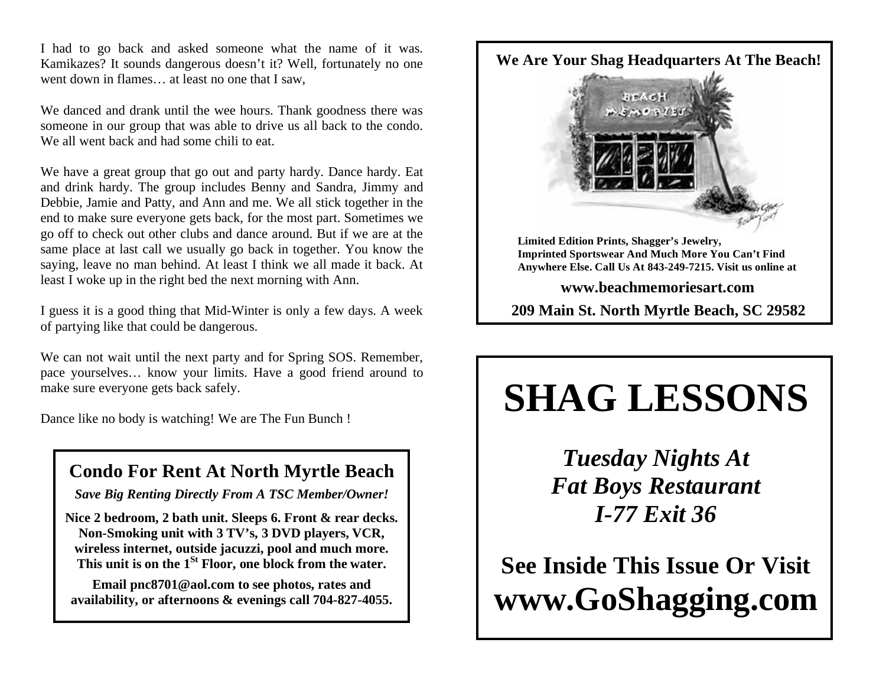I had to go back and asked someone what the name of it was. Kamikazes? It sounds dangerous doesn't it? Well, fortunately no one went down in flames… at least no one that I saw,

We danced and drank until the wee hours. Thank goodness there was someone in our group that was able to drive us all back to the condo. We all went back and had some chili to eat.

We have a great group that go out and party hardy. Dance hardy. Eat and drink hardy. The group includes Benny and Sandra, Jimmy and Debbie, Jamie and Patty, and Ann and me. We all stick together in the end to make sure everyone gets back, for the most part. Sometimes we go off to check out other clubs and dance around. But if we are at the same place at last call we usually go back in together. You know the saying, leave no man behind. At least I think we all made it back. At least I woke up in the right bed the next morning with Ann.

I guess it is a good thing that Mid-Winter is only a few days. A week of partying like that could be dangerous.

We can not wait until the next party and for Spring SOS. Remember, pace yourselves… know your limits. Have a good friend around to make sure everyone gets back safely.

Dance like no body is watching! We are The Fun Bunch !

## Condo For Rent At North Myrtle Beach

***Save Big Renting Directly From A TSC Member/Owner!***

**Nice 2 bedroom, 2 bath unit. Sleeps 6. Front & rear decks. Non-Smoking unit with 3 TV's, 3 DVD players, VCR, wireless internet, outside jacuzzi, pool and much more. This unit is on the 1st Floor, one block from the water.**

**Email pnc8701@aol.com to see photos, rates and availability, or afternoons & evenings call 704-827-4055.**

**We Are Your Shag Headquarters At The Beach!**

BEACH MEMORIES

**Limited Edition Prints, Shagger's Jewelry, Imprinted Sportswear And Much More You Can't Find Anywhere Else. Call Us At 843-249-7215. Visit us online at**

**www.beachmemoriesart.com**

**209 Main St. North Myrtle Beach, SC 29582**

# SHAG LESSONS

## *Tuesday Nights At Fat Boys Restaurant I-77 Exit 36*

## See Inside This Issue Or Visit www.GoShagging.com